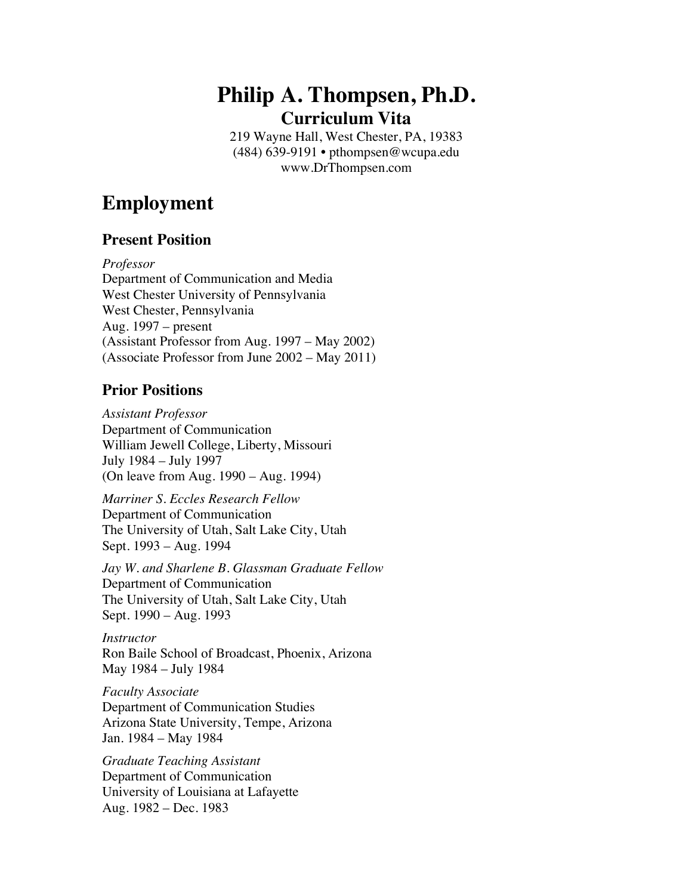# Philip A. Thompsen, Ph.D.

**Curriculum Vita**

219 Wayne Hall, West Chester, PA, 19383
(484) 639-9191 • pthompsen@wcupa.edu
www.DrThompsen.com

## Employment

### Present Position

*Professor*
Department of Communication and Media
West Chester University of Pennsylvania
West Chester, Pennsylvania
Aug. 1997 – present
(Assistant Professor from Aug. 1997 – May 2002)
(Associate Professor from June 2002 – May 2011)

### Prior Positions

*Assistant Professor*
Department of Communication
William Jewell College, Liberty, Missouri
July 1984 – July 1997
(On leave from Aug. 1990 – Aug. 1994)

*Marriner S. Eccles Research Fellow*
Department of Communication
The University of Utah, Salt Lake City, Utah
Sept. 1993 – Aug. 1994

*Jay W. and Sharlene B. Glassman Graduate Fellow*
Department of Communication
The University of Utah, Salt Lake City, Utah
Sept. 1990 – Aug. 1993

*Instructor*
Ron Baile School of Broadcast, Phoenix, Arizona
May 1984 – July 1984

*Faculty Associate*
Department of Communication Studies
Arizona State University, Tempe, Arizona
Jan. 1984 – May 1984

*Graduate Teaching Assistant*
Department of Communication
University of Louisiana at Lafayette
Aug. 1982 – Dec. 1983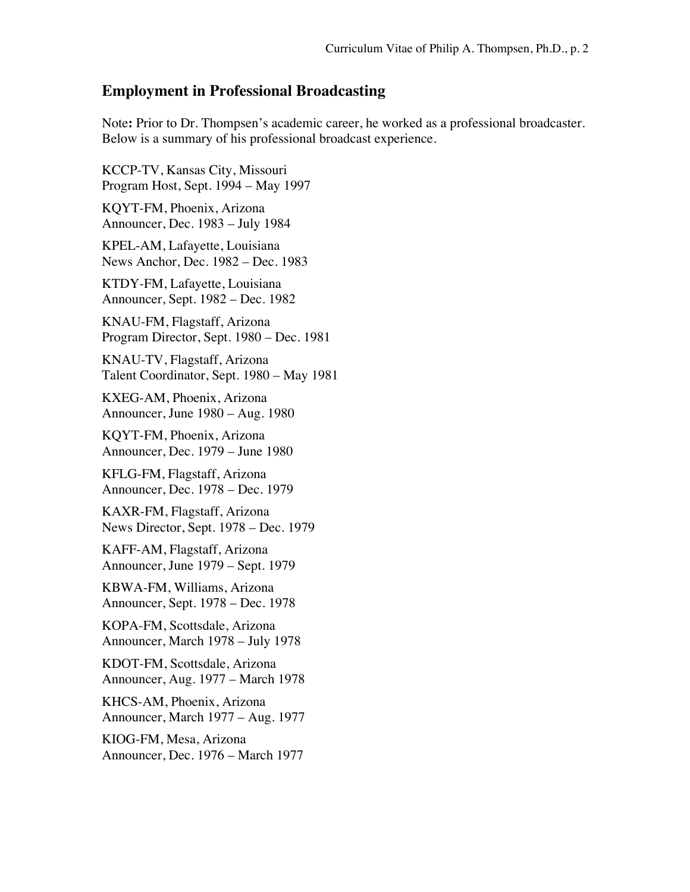## Employment in Professional Broadcasting

Note**:** Prior to Dr. Thompsen's academic career, he worked as a professional broadcaster. Below is a summary of his professional broadcast experience.

KCCP-TV, Kansas City, Missouri
Program Host, Sept. 1994 – May 1997

KQYT-FM, Phoenix, Arizona
Announcer, Dec. 1983 – July 1984

KPEL-AM, Lafayette, Louisiana
News Anchor, Dec. 1982 – Dec. 1983

KTDY-FM, Lafayette, Louisiana
Announcer, Sept. 1982 – Dec. 1982

KNAU-FM, Flagstaff, Arizona
Program Director, Sept. 1980 – Dec. 1981

KNAU-TV, Flagstaff, Arizona
Talent Coordinator, Sept. 1980 – May 1981

KXEG-AM, Phoenix, Arizona
Announcer, June 1980 – Aug. 1980

KQYT-FM, Phoenix, Arizona
Announcer, Dec. 1979 – June 1980

KFLG-FM, Flagstaff, Arizona
Announcer, Dec. 1978 – Dec. 1979

KAXR-FM, Flagstaff, Arizona
News Director, Sept. 1978 – Dec. 1979

KAFF-AM, Flagstaff, Arizona
Announcer, June 1979 – Sept. 1979

KBWA-FM, Williams, Arizona
Announcer, Sept. 1978 – Dec. 1978

KOPA-FM, Scottsdale, Arizona
Announcer, March 1978 – July 1978

KDOT-FM, Scottsdale, Arizona
Announcer, Aug. 1977 – March 1978

KHCS-AM, Phoenix, Arizona
Announcer, March 1977 – Aug. 1977

KIOG-FM, Mesa, Arizona
Announcer, Dec. 1976 – March 1977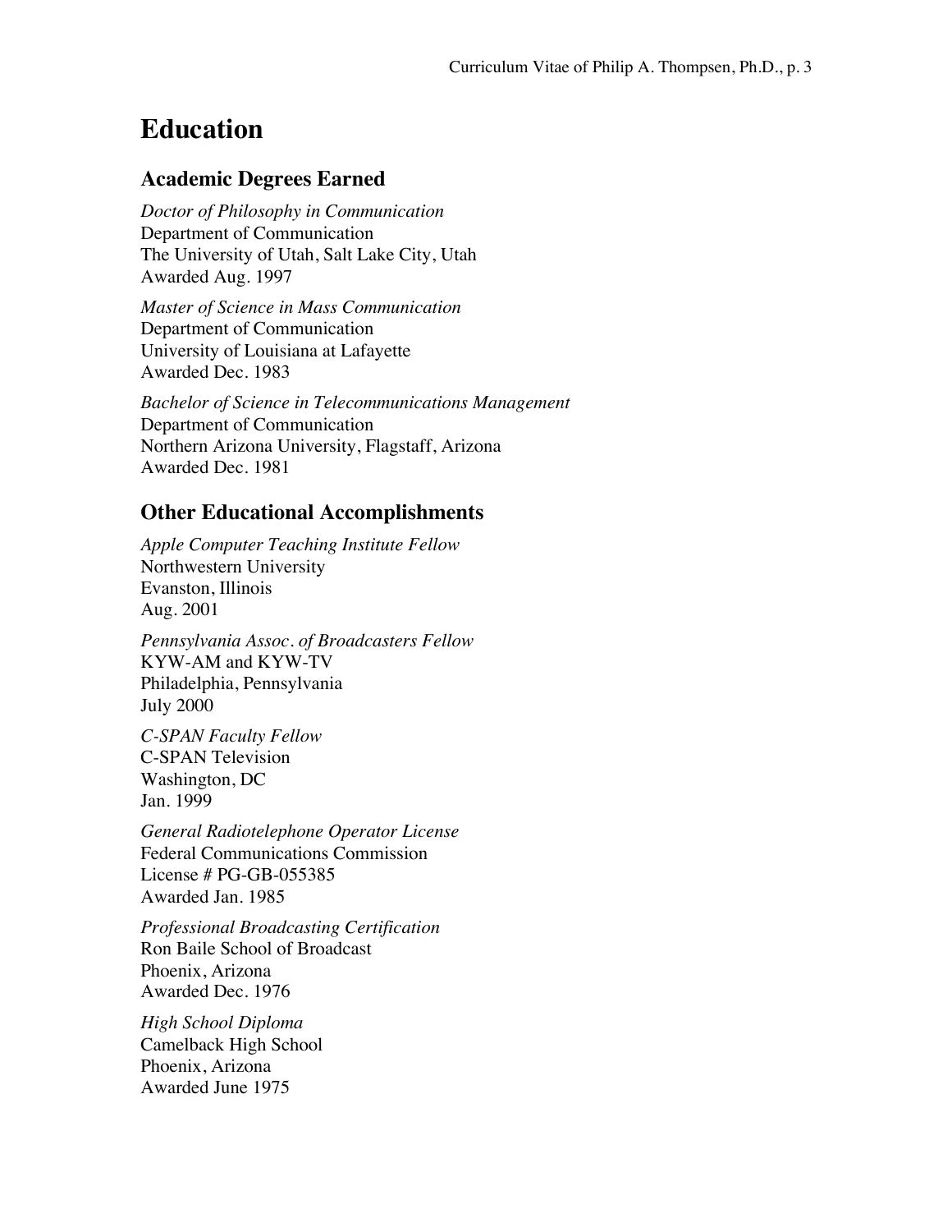# Education

## Academic Degrees Earned

*Doctor of Philosophy in Communication*
Department of Communication
The University of Utah, Salt Lake City, Utah
Awarded Aug. 1997

*Master of Science in Mass Communication*
Department of Communication
University of Louisiana at Lafayette
Awarded Dec. 1983

*Bachelor of Science in Telecommunications Management*
Department of Communication
Northern Arizona University, Flagstaff, Arizona
Awarded Dec. 1981

## Other Educational Accomplishments

*Apple Computer Teaching Institute Fellow*
Northwestern University
Evanston, Illinois
Aug. 2001

*Pennsylvania Assoc. of Broadcasters Fellow*
KYW-AM and KYW-TV
Philadelphia, Pennsylvania
July 2000

*C-SPAN Faculty Fellow*
C-SPAN Television
Washington, DC
Jan. 1999

*General Radiotelephone Operator License*
Federal Communications Commission
License # PG-GB-055385
Awarded Jan. 1985

*Professional Broadcasting Certification*
Ron Baile School of Broadcast
Phoenix, Arizona
Awarded Dec. 1976

*High School Diploma*
Camelback High School
Phoenix, Arizona
Awarded June 1975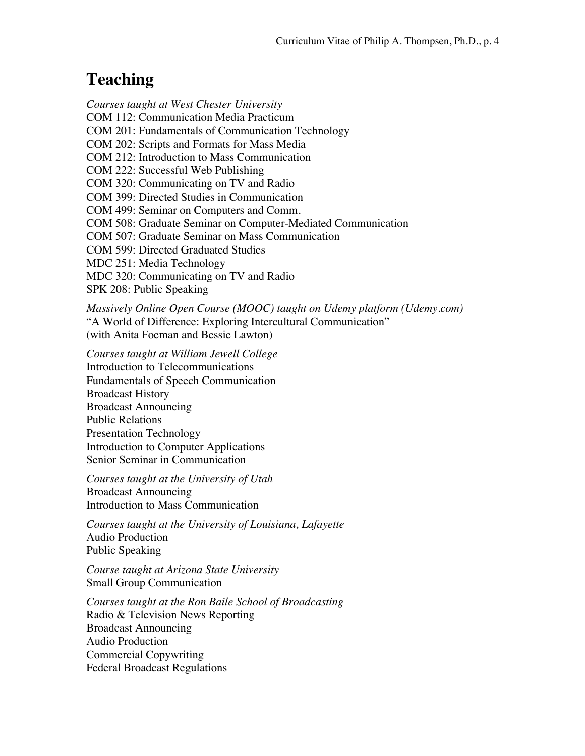# Teaching

*Courses taught at West Chester University*
COM 112: Communication Media Practicum
COM 201: Fundamentals of Communication Technology
COM 202: Scripts and Formats for Mass Media
COM 212: Introduction to Mass Communication
COM 222: Successful Web Publishing
COM 320: Communicating on TV and Radio
COM 399: Directed Studies in Communication
COM 499: Seminar on Computers and Comm.
COM 508: Graduate Seminar on Computer-Mediated Communication
COM 507: Graduate Seminar on Mass Communication
COM 599: Directed Graduated Studies
MDC 251: Media Technology
MDC 320: Communicating on TV and Radio
SPK 208: Public Speaking

*Massively Online Open Course (MOOC) taught on Udemy platform (Udemy.com)*
"A World of Difference: Exploring Intercultural Communication"
(with Anita Foeman and Bessie Lawton)

*Courses taught at William Jewell College*
Introduction to Telecommunications
Fundamentals of Speech Communication
Broadcast History
Broadcast Announcing
Public Relations
Presentation Technology
Introduction to Computer Applications
Senior Seminar in Communication

*Courses taught at the University of Utah*
Broadcast Announcing
Introduction to Mass Communication

*Courses taught at the University of Louisiana, Lafayette*
Audio Production
Public Speaking

*Course taught at Arizona State University*
Small Group Communication

*Courses taught at the Ron Baile School of Broadcasting*
Radio & Television News Reporting
Broadcast Announcing
Audio Production
Commercial Copywriting
Federal Broadcast Regulations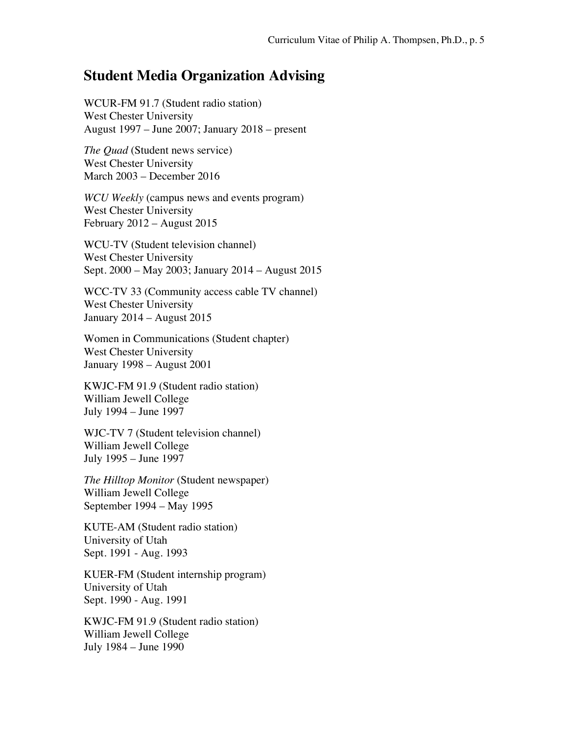## Student Media Organization Advising

WCUR-FM 91.7 (Student radio station)
West Chester University
August 1997 – June 2007; January 2018 – present

*The Quad* (Student news service)
West Chester University
March 2003 – December 2016

*WCU Weekly* (campus news and events program)
West Chester University
February 2012 – August 2015

WCU-TV (Student television channel)
West Chester University
Sept. 2000 – May 2003; January 2014 – August 2015

WCC-TV 33 (Community access cable TV channel)
West Chester University
January 2014 – August 2015

Women in Communications (Student chapter)
West Chester University
January 1998 – August 2001

KWJC-FM 91.9 (Student radio station)
William Jewell College
July 1994 – June 1997

WJC-TV 7 (Student television channel)
William Jewell College
July 1995 – June 1997

*The Hilltop Monitor* (Student newspaper)
William Jewell College
September 1994 – May 1995

KUTE-AM (Student radio station)
University of Utah
Sept. 1991 - Aug. 1993

KUER-FM (Student internship program)
University of Utah
Sept. 1990 - Aug. 1991

KWJC-FM 91.9 (Student radio station)
William Jewell College
July 1984 – June 1990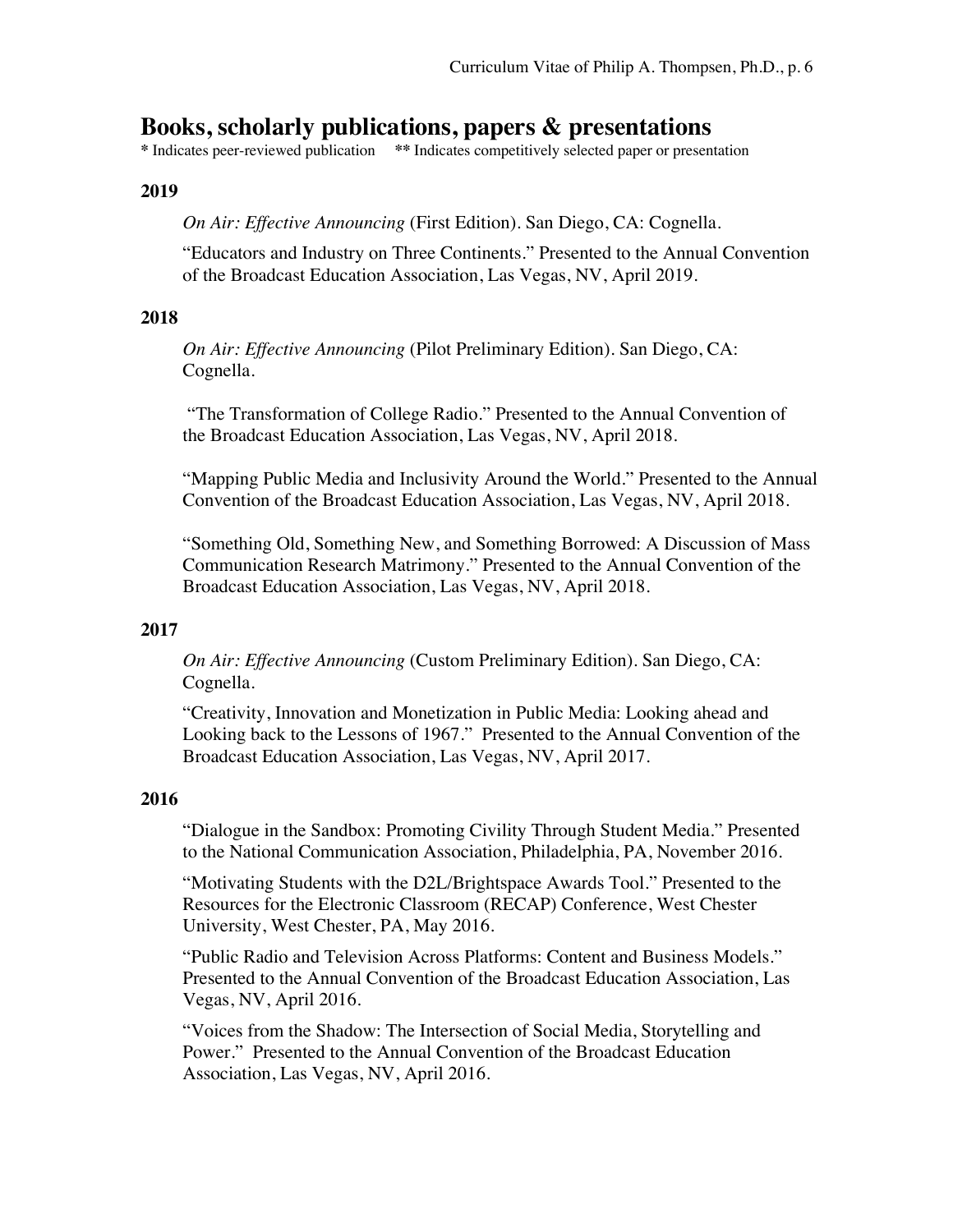# Books, scholarly publications, papers & presentations

* Indicates peer-reviewed publication    ** Indicates competitively selected paper or presentation

### 2019

*On Air: Effective Announcing* (First Edition). San Diego, CA: Cognella.

"Educators and Industry on Three Continents." Presented to the Annual Convention of the Broadcast Education Association, Las Vegas, NV, April 2019.

### 2018

*On Air: Effective Announcing* (Pilot Preliminary Edition). San Diego, CA: Cognella.

"The Transformation of College Radio." Presented to the Annual Convention of the Broadcast Education Association, Las Vegas, NV, April 2018.

"Mapping Public Media and Inclusivity Around the World." Presented to the Annual Convention of the Broadcast Education Association, Las Vegas, NV, April 2018.

"Something Old, Something New, and Something Borrowed: A Discussion of Mass Communication Research Matrimony." Presented to the Annual Convention of the Broadcast Education Association, Las Vegas, NV, April 2018.

### 2017

*On Air: Effective Announcing* (Custom Preliminary Edition). San Diego, CA: Cognella.

"Creativity, Innovation and Monetization in Public Media: Looking ahead and Looking back to the Lessons of 1967." Presented to the Annual Convention of the Broadcast Education Association, Las Vegas, NV, April 2017.

### 2016

"Dialogue in the Sandbox: Promoting Civility Through Student Media." Presented to the National Communication Association, Philadelphia, PA, November 2016.

"Motivating Students with the D2L/Brightspace Awards Tool." Presented to the Resources for the Electronic Classroom (RECAP) Conference, West Chester University, West Chester, PA, May 2016.

"Public Radio and Television Across Platforms: Content and Business Models." Presented to the Annual Convention of the Broadcast Education Association, Las Vegas, NV, April 2016.

"Voices from the Shadow: The Intersection of Social Media, Storytelling and Power." Presented to the Annual Convention of the Broadcast Education Association, Las Vegas, NV, April 2016.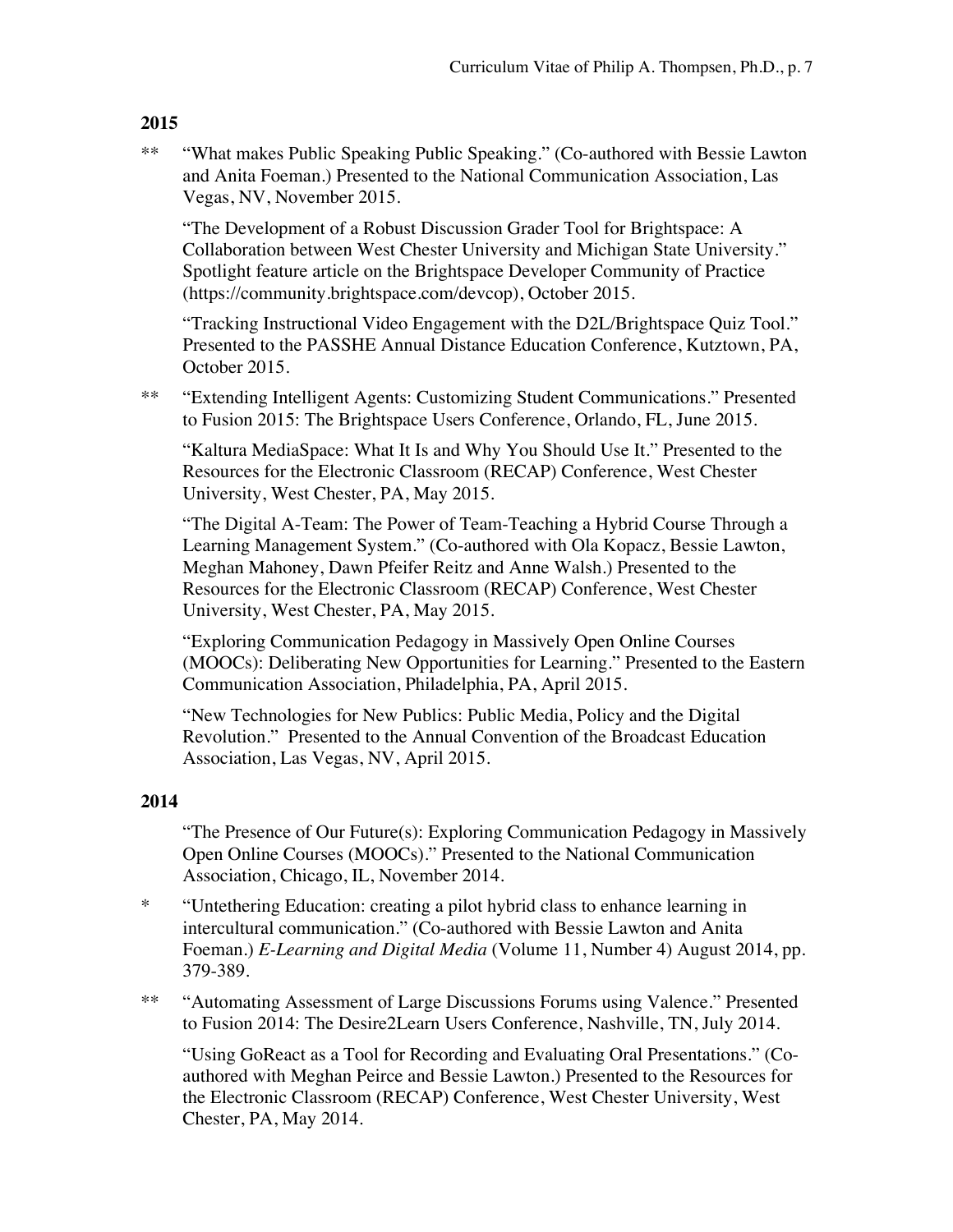## 2015

** "What makes Public Speaking Public Speaking." (Co-authored with Bessie Lawton and Anita Foeman.) Presented to the National Communication Association, Las Vegas, NV, November 2015.

"The Development of a Robust Discussion Grader Tool for Brightspace: A Collaboration between West Chester University and Michigan State University." Spotlight feature article on the Brightspace Developer Community of Practice (https://community.brightspace.com/devcop), October 2015.

"Tracking Instructional Video Engagement with the D2L/Brightspace Quiz Tool." Presented to the PASSHE Annual Distance Education Conference, Kutztown, PA, October 2015.

** "Extending Intelligent Agents: Customizing Student Communications." Presented to Fusion 2015: The Brightspace Users Conference, Orlando, FL, June 2015.

"Kaltura MediaSpace: What It Is and Why You Should Use It." Presented to the Resources for the Electronic Classroom (RECAP) Conference, West Chester University, West Chester, PA, May 2015.

"The Digital A-Team: The Power of Team-Teaching a Hybrid Course Through a Learning Management System." (Co-authored with Ola Kopacz, Bessie Lawton, Meghan Mahoney, Dawn Pfeifer Reitz and Anne Walsh.) Presented to the Resources for the Electronic Classroom (RECAP) Conference, West Chester University, West Chester, PA, May 2015.

"Exploring Communication Pedagogy in Massively Open Online Courses (MOOCs): Deliberating New Opportunities for Learning." Presented to the Eastern Communication Association, Philadelphia, PA, April 2015.

"New Technologies for New Publics: Public Media, Policy and the Digital Revolution." Presented to the Annual Convention of the Broadcast Education Association, Las Vegas, NV, April 2015.

## 2014

"The Presence of Our Future(s): Exploring Communication Pedagogy in Massively Open Online Courses (MOOCs)." Presented to the National Communication Association, Chicago, IL, November 2014.

* "Untethering Education: creating a pilot hybrid class to enhance learning in intercultural communication." (Co-authored with Bessie Lawton and Anita Foeman.) *E-Learning and Digital Media* (Volume 11, Number 4) August 2014, pp. 379-389.

** "Automating Assessment of Large Discussions Forums using Valence." Presented to Fusion 2014: The Desire2Learn Users Conference, Nashville, TN, July 2014.

"Using GoReact as a Tool for Recording and Evaluating Oral Presentations." (Co-authored with Meghan Peirce and Bessie Lawton.) Presented to the Resources for the Electronic Classroom (RECAP) Conference, West Chester University, West Chester, PA, May 2014.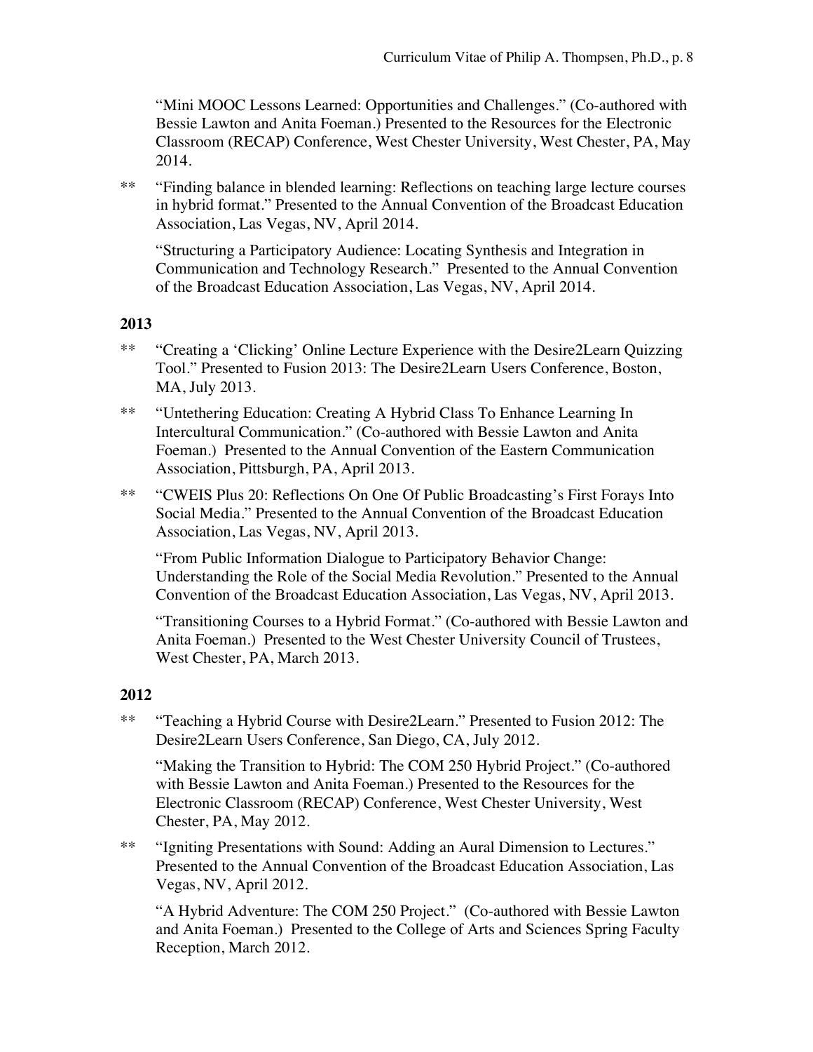"Mini MOOC Lessons Learned: Opportunities and Challenges." (Co-authored with Bessie Lawton and Anita Foeman.) Presented to the Resources for the Electronic Classroom (RECAP) Conference, West Chester University, West Chester, PA, May 2014.

** "Finding balance in blended learning: Reflections on teaching large lecture courses in hybrid format." Presented to the Annual Convention of the Broadcast Education Association, Las Vegas, NV, April 2014.

"Structuring a Participatory Audience: Locating Synthesis and Integration in Communication and Technology Research." Presented to the Annual Convention of the Broadcast Education Association, Las Vegas, NV, April 2014.

**2013**

** "Creating a 'Clicking' Online Lecture Experience with the Desire2Learn Quizzing Tool." Presented to Fusion 2013: The Desire2Learn Users Conference, Boston, MA, July 2013.

** "Untethering Education: Creating A Hybrid Class To Enhance Learning In Intercultural Communication." (Co-authored with Bessie Lawton and Anita Foeman.) Presented to the Annual Convention of the Eastern Communication Association, Pittsburgh, PA, April 2013.

** "CWEIS Plus 20: Reflections On One Of Public Broadcasting's First Forays Into Social Media." Presented to the Annual Convention of the Broadcast Education Association, Las Vegas, NV, April 2013.

"From Public Information Dialogue to Participatory Behavior Change: Understanding the Role of the Social Media Revolution." Presented to the Annual Convention of the Broadcast Education Association, Las Vegas, NV, April 2013.

"Transitioning Courses to a Hybrid Format." (Co-authored with Bessie Lawton and Anita Foeman.) Presented to the West Chester University Council of Trustees, West Chester, PA, March 2013.

**2012**

** "Teaching a Hybrid Course with Desire2Learn." Presented to Fusion 2012: The Desire2Learn Users Conference, San Diego, CA, July 2012.

"Making the Transition to Hybrid: The COM 250 Hybrid Project." (Co-authored with Bessie Lawton and Anita Foeman.) Presented to the Resources for the Electronic Classroom (RECAP) Conference, West Chester University, West Chester, PA, May 2012.

** "Igniting Presentations with Sound: Adding an Aural Dimension to Lectures." Presented to the Annual Convention of the Broadcast Education Association, Las Vegas, NV, April 2012.

"A Hybrid Adventure: The COM 250 Project." (Co-authored with Bessie Lawton and Anita Foeman.) Presented to the College of Arts and Sciences Spring Faculty Reception, March 2012.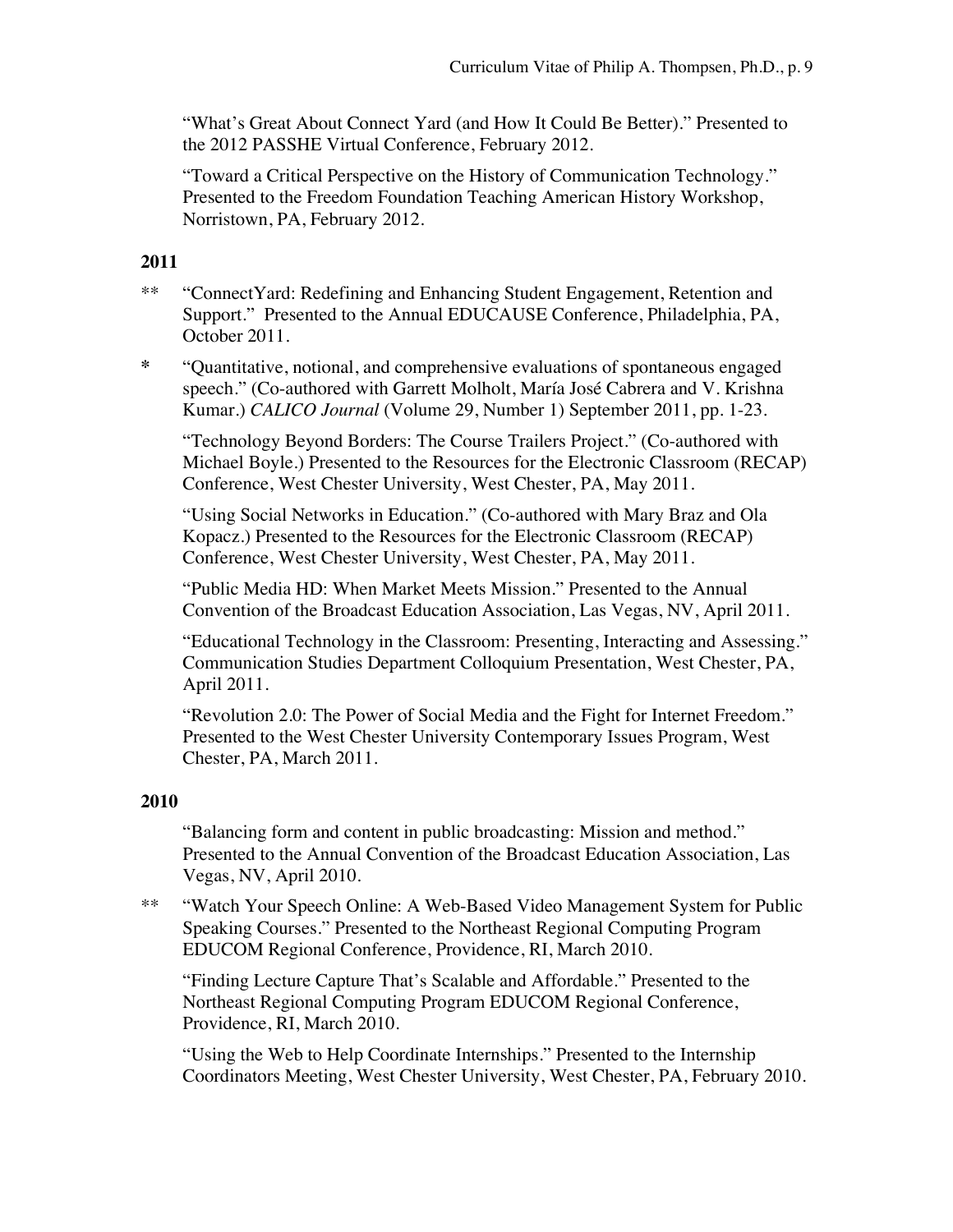"What's Great About Connect Yard (and How It Could Be Better)." Presented to the 2012 PASSHE Virtual Conference, February 2012.

"Toward a Critical Perspective on the History of Communication Technology." Presented to the Freedom Foundation Teaching American History Workshop, Norristown, PA, February 2012.

**2011**

** "ConnectYard: Redefining and Enhancing Student Engagement, Retention and Support." Presented to the Annual EDUCAUSE Conference, Philadelphia, PA, October 2011.

* "Quantitative, notional, and comprehensive evaluations of spontaneous engaged speech." (Co-authored with Garrett Molholt, María José Cabrera and V. Krishna Kumar.) *CALICO Journal* (Volume 29, Number 1) September 2011, pp. 1-23.

"Technology Beyond Borders: The Course Trailers Project." (Co-authored with Michael Boyle.) Presented to the Resources for the Electronic Classroom (RECAP) Conference, West Chester University, West Chester, PA, May 2011.

"Using Social Networks in Education." (Co-authored with Mary Braz and Ola Kopacz.) Presented to the Resources for the Electronic Classroom (RECAP) Conference, West Chester University, West Chester, PA, May 2011.

"Public Media HD: When Market Meets Mission." Presented to the Annual Convention of the Broadcast Education Association, Las Vegas, NV, April 2011.

"Educational Technology in the Classroom: Presenting, Interacting and Assessing." Communication Studies Department Colloquium Presentation, West Chester, PA, April 2011.

"Revolution 2.0: The Power of Social Media and the Fight for Internet Freedom." Presented to the West Chester University Contemporary Issues Program, West Chester, PA, March 2011.

**2010**

"Balancing form and content in public broadcasting: Mission and method." Presented to the Annual Convention of the Broadcast Education Association, Las Vegas, NV, April 2010.

** "Watch Your Speech Online: A Web-Based Video Management System for Public Speaking Courses." Presented to the Northeast Regional Computing Program EDUCOM Regional Conference, Providence, RI, March 2010.

"Finding Lecture Capture That's Scalable and Affordable." Presented to the Northeast Regional Computing Program EDUCOM Regional Conference, Providence, RI, March 2010.

"Using the Web to Help Coordinate Internships." Presented to the Internship Coordinators Meeting, West Chester University, West Chester, PA, February 2010.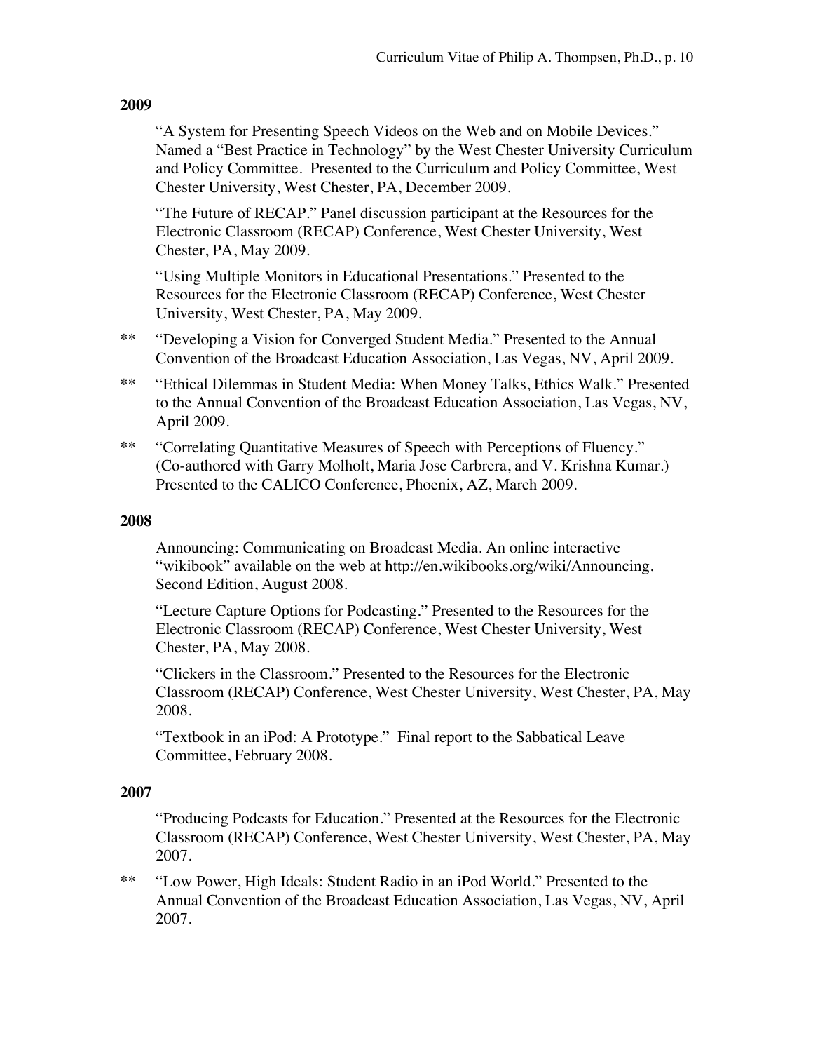**2009**

"A System for Presenting Speech Videos on the Web and on Mobile Devices." Named a "Best Practice in Technology" by the West Chester University Curriculum and Policy Committee. Presented to the Curriculum and Policy Committee, West Chester University, West Chester, PA, December 2009.

"The Future of RECAP." Panel discussion participant at the Resources for the Electronic Classroom (RECAP) Conference, West Chester University, West Chester, PA, May 2009.

"Using Multiple Monitors in Educational Presentations." Presented to the Resources for the Electronic Classroom (RECAP) Conference, West Chester University, West Chester, PA, May 2009.

** "Developing a Vision for Converged Student Media." Presented to the Annual Convention of the Broadcast Education Association, Las Vegas, NV, April 2009.

** "Ethical Dilemmas in Student Media: When Money Talks, Ethics Walk." Presented to the Annual Convention of the Broadcast Education Association, Las Vegas, NV, April 2009.

** "Correlating Quantitative Measures of Speech with Perceptions of Fluency." (Co-authored with Garry Molholt, Maria Jose Carbrera, and V. Krishna Kumar.) Presented to the CALICO Conference, Phoenix, AZ, March 2009.

**2008**

Announcing: Communicating on Broadcast Media. An online interactive "wikibook" available on the web at http://en.wikibooks.org/wiki/Announcing. Second Edition, August 2008.

"Lecture Capture Options for Podcasting." Presented to the Resources for the Electronic Classroom (RECAP) Conference, West Chester University, West Chester, PA, May 2008.

"Clickers in the Classroom." Presented to the Resources for the Electronic Classroom (RECAP) Conference, West Chester University, West Chester, PA, May 2008.

"Textbook in an iPod: A Prototype." Final report to the Sabbatical Leave Committee, February 2008.

**2007**

"Producing Podcasts for Education." Presented at the Resources for the Electronic Classroom (RECAP) Conference, West Chester University, West Chester, PA, May 2007.

** "Low Power, High Ideals: Student Radio in an iPod World." Presented to the Annual Convention of the Broadcast Education Association, Las Vegas, NV, April 2007.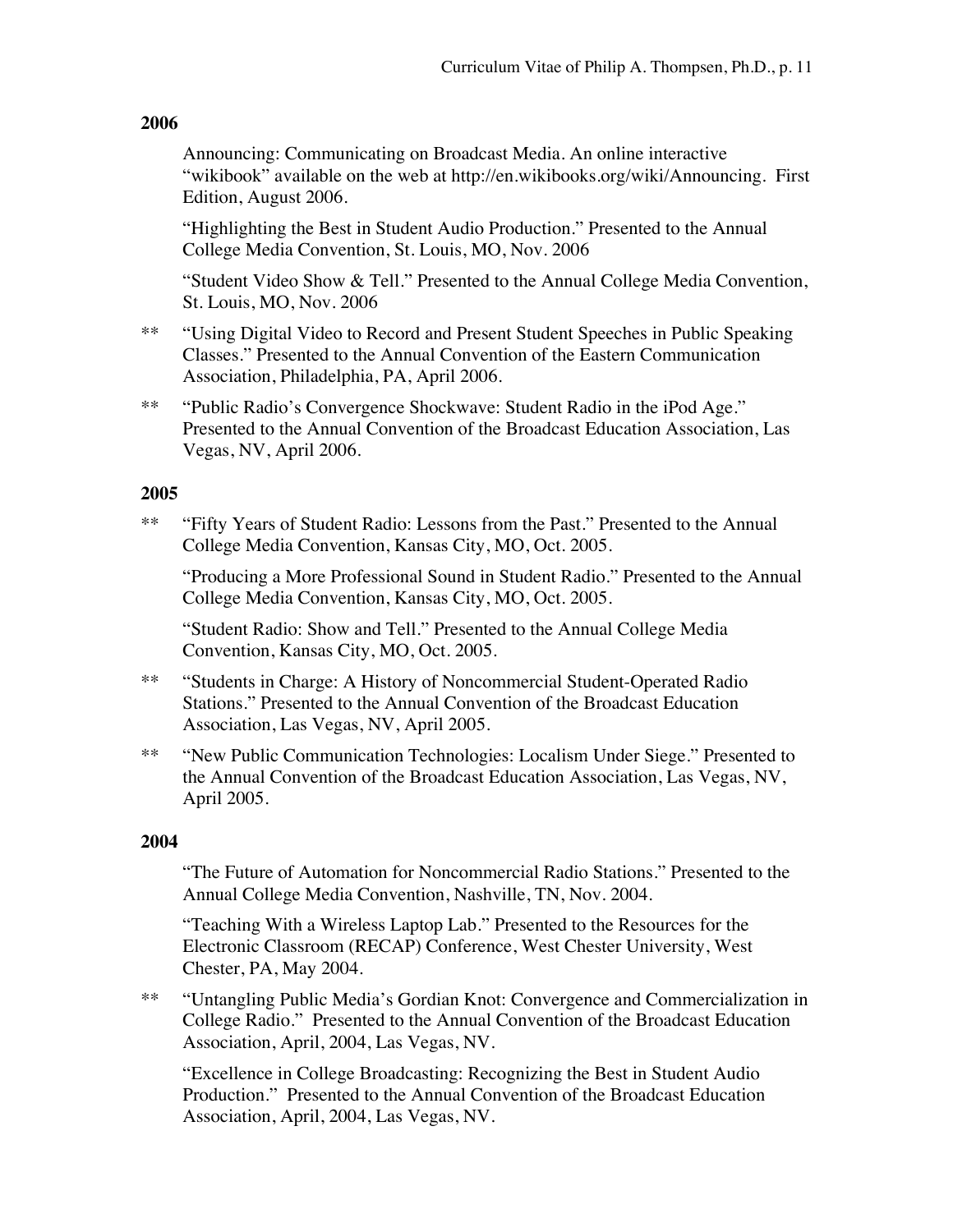## 2006

Announcing: Communicating on Broadcast Media. An online interactive "wikibook" available on the web at http://en.wikibooks.org/wiki/Announcing. First Edition, August 2006.

"Highlighting the Best in Student Audio Production." Presented to the Annual College Media Convention, St. Louis, MO, Nov. 2006

"Student Video Show & Tell." Presented to the Annual College Media Convention, St. Louis, MO, Nov. 2006

** "Using Digital Video to Record and Present Student Speeches in Public Speaking Classes." Presented to the Annual Convention of the Eastern Communication Association, Philadelphia, PA, April 2006.

** "Public Radio's Convergence Shockwave: Student Radio in the iPod Age." Presented to the Annual Convention of the Broadcast Education Association, Las Vegas, NV, April 2006.

## 2005

** "Fifty Years of Student Radio: Lessons from the Past." Presented to the Annual College Media Convention, Kansas City, MO, Oct. 2005.

"Producing a More Professional Sound in Student Radio." Presented to the Annual College Media Convention, Kansas City, MO, Oct. 2005.

"Student Radio: Show and Tell." Presented to the Annual College Media Convention, Kansas City, MO, Oct. 2005.

** "Students in Charge: A History of Noncommercial Student-Operated Radio Stations." Presented to the Annual Convention of the Broadcast Education Association, Las Vegas, NV, April 2005.

** "New Public Communication Technologies: Localism Under Siege." Presented to the Annual Convention of the Broadcast Education Association, Las Vegas, NV, April 2005.

## 2004

"The Future of Automation for Noncommercial Radio Stations." Presented to the Annual College Media Convention, Nashville, TN, Nov. 2004.

"Teaching With a Wireless Laptop Lab." Presented to the Resources for the Electronic Classroom (RECAP) Conference, West Chester University, West Chester, PA, May 2004.

** "Untangling Public Media's Gordian Knot: Convergence and Commercialization in College Radio." Presented to the Annual Convention of the Broadcast Education Association, April, 2004, Las Vegas, NV.

"Excellence in College Broadcasting: Recognizing the Best in Student Audio Production." Presented to the Annual Convention of the Broadcast Education Association, April, 2004, Las Vegas, NV.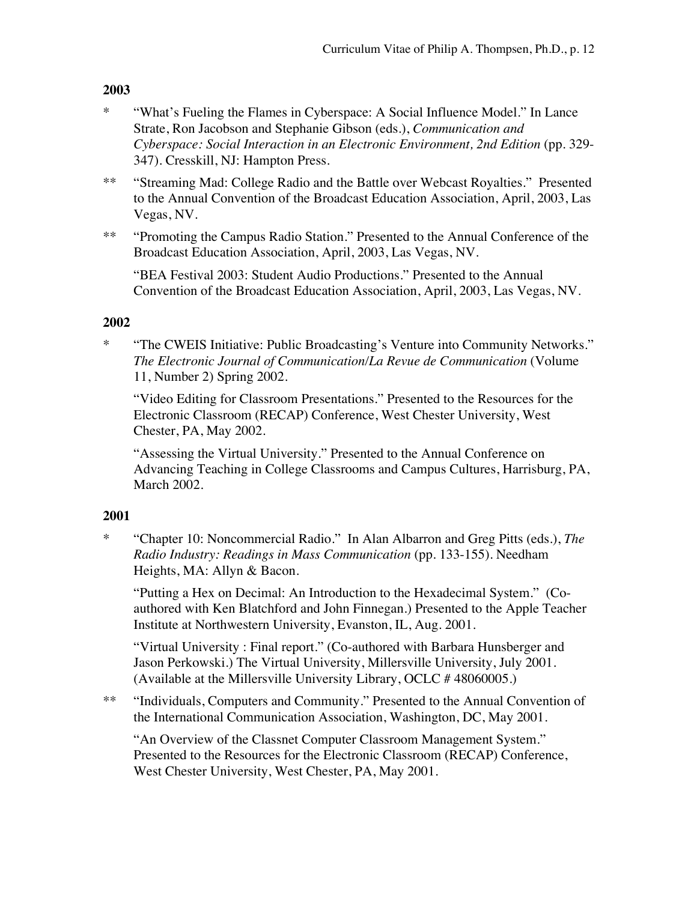## 2003

\* "What's Fueling the Flames in Cyberspace: A Social Influence Model." In Lance Strate, Ron Jacobson and Stephanie Gibson (eds.), *Communication and Cyberspace: Social Interaction in an Electronic Environment, 2nd Edition* (pp. 329-347). Cresskill, NJ: Hampton Press.

** "Streaming Mad: College Radio and the Battle over Webcast Royalties." Presented to the Annual Convention of the Broadcast Education Association, April, 2003, Las Vegas, NV.

** "Promoting the Campus Radio Station." Presented to the Annual Conference of the Broadcast Education Association, April, 2003, Las Vegas, NV.

"BEA Festival 2003: Student Audio Productions." Presented to the Annual Convention of the Broadcast Education Association, April, 2003, Las Vegas, NV.

## 2002

\* "The CWEIS Initiative: Public Broadcasting's Venture into Community Networks." *The Electronic Journal of Communication/La Revue de Communication* (Volume 11, Number 2) Spring 2002.

"Video Editing for Classroom Presentations." Presented to the Resources for the Electronic Classroom (RECAP) Conference, West Chester University, West Chester, PA, May 2002.

"Assessing the Virtual University." Presented to the Annual Conference on Advancing Teaching in College Classrooms and Campus Cultures, Harrisburg, PA, March 2002.

## 2001

\* "Chapter 10: Noncommercial Radio." In Alan Albarron and Greg Pitts (eds.), *The Radio Industry: Readings in Mass Communication* (pp. 133-155). Needham Heights, MA: Allyn & Bacon.

"Putting a Hex on Decimal: An Introduction to the Hexadecimal System." (Co-authored with Ken Blatchford and John Finnegan.) Presented to the Apple Teacher Institute at Northwestern University, Evanston, IL, Aug. 2001.

"Virtual University : Final report." (Co-authored with Barbara Hunsberger and Jason Perkowski.) The Virtual University, Millersville University, July 2001. (Available at the Millersville University Library, OCLC # 48060005.)

** "Individuals, Computers and Community." Presented to the Annual Convention of the International Communication Association, Washington, DC, May 2001.

"An Overview of the Classnet Computer Classroom Management System." Presented to the Resources for the Electronic Classroom (RECAP) Conference, West Chester University, West Chester, PA, May 2001.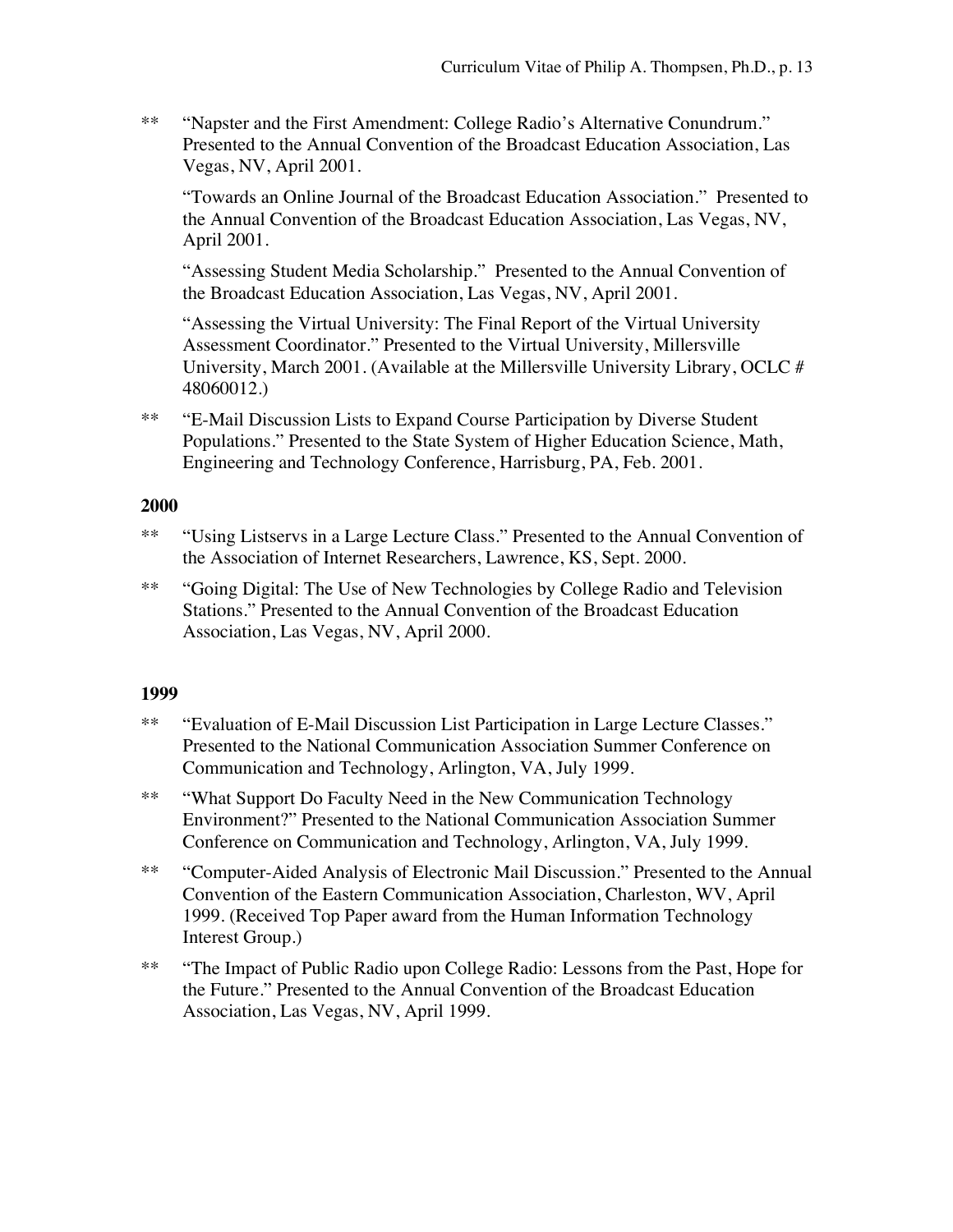** “Napster and the First Amendment: College Radio’s Alternative Conundrum.” Presented to the Annual Convention of the Broadcast Education Association, Las Vegas, NV, April 2001.

“Towards an Online Journal of the Broadcast Education Association.” Presented to the Annual Convention of the Broadcast Education Association, Las Vegas, NV, April 2001.

“Assessing Student Media Scholarship.” Presented to the Annual Convention of the Broadcast Education Association, Las Vegas, NV, April 2001.

“Assessing the Virtual University: The Final Report of the Virtual University Assessment Coordinator.” Presented to the Virtual University, Millersville University, March 2001. (Available at the Millersville University Library, OCLC # 48060012.)

** “E-Mail Discussion Lists to Expand Course Participation by Diverse Student Populations.” Presented to the State System of Higher Education Science, Math, Engineering and Technology Conference, Harrisburg, PA, Feb. 2001.

**2000**

** “Using Listservs in a Large Lecture Class.” Presented to the Annual Convention of the Association of Internet Researchers, Lawrence, KS, Sept. 2000.

** “Going Digital: The Use of New Technologies by College Radio and Television Stations.” Presented to the Annual Convention of the Broadcast Education Association, Las Vegas, NV, April 2000.

**1999**

** “Evaluation of E-Mail Discussion List Participation in Large Lecture Classes.” Presented to the National Communication Association Summer Conference on Communication and Technology, Arlington, VA, July 1999.

** “What Support Do Faculty Need in the New Communication Technology Environment?” Presented to the National Communication Association Summer Conference on Communication and Technology, Arlington, VA, July 1999.

** “Computer-Aided Analysis of Electronic Mail Discussion.” Presented to the Annual Convention of the Eastern Communication Association, Charleston, WV, April 1999. (Received Top Paper award from the Human Information Technology Interest Group.)

** “The Impact of Public Radio upon College Radio: Lessons from the Past, Hope for the Future.” Presented to the Annual Convention of the Broadcast Education Association, Las Vegas, NV, April 1999.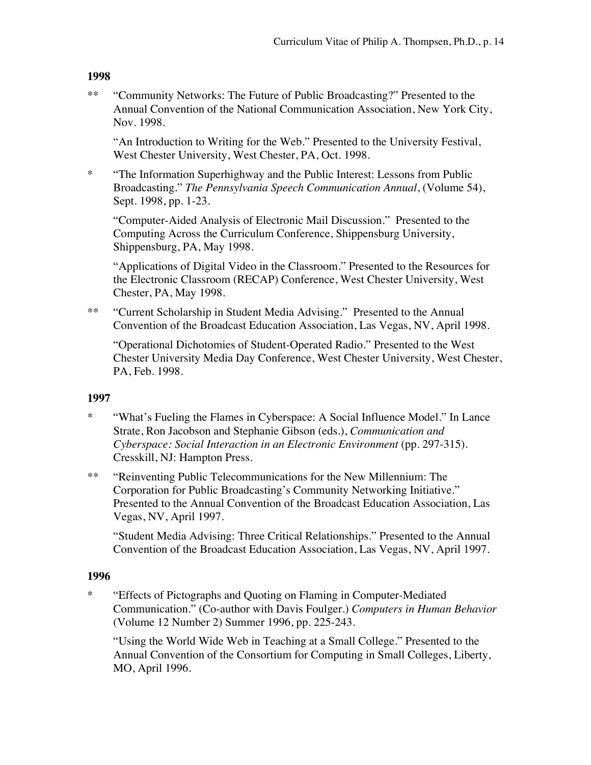**1998**

** “Community Networks: The Future of Public Broadcasting?” Presented to the Annual Convention of the National Communication Association, New York City, Nov. 1998.

“An Introduction to Writing for the Web.” Presented to the University Festival, West Chester University, West Chester, PA, Oct. 1998.

* “The Information Superhighway and the Public Interest: Lessons from Public Broadcasting.” *The Pennsylvania Speech Communication Annual*, (Volume 54), Sept. 1998, pp. 1-23.

“Computer-Aided Analysis of Electronic Mail Discussion.” Presented to the Computing Across the Curriculum Conference, Shippensburg University, Shippensburg, PA, May 1998.

“Applications of Digital Video in the Classroom.” Presented to the Resources for the Electronic Classroom (RECAP) Conference, West Chester University, West Chester, PA, May 1998.

** “Current Scholarship in Student Media Advising.” Presented to the Annual Convention of the Broadcast Education Association, Las Vegas, NV, April 1998.

“Operational Dichotomies of Student-Operated Radio.” Presented to the West Chester University Media Day Conference, West Chester University, West Chester, PA, Feb. 1998.

**1997**

* “What’s Fueling the Flames in Cyberspace: A Social Influence Model.” In Lance Strate, Ron Jacobson and Stephanie Gibson (eds.), *Communication and Cyberspace: Social Interaction in an Electronic Environment* (pp. 297-315). Cresskill, NJ: Hampton Press.

** “Reinventing Public Telecommunications for the New Millennium: The Corporation for Public Broadcasting’s Community Networking Initiative.” Presented to the Annual Convention of the Broadcast Education Association, Las Vegas, NV, April 1997.

“Student Media Advising: Three Critical Relationships.” Presented to the Annual Convention of the Broadcast Education Association, Las Vegas, NV, April 1997.

**1996**

* “Effects of Pictographs and Quoting on Flaming in Computer-Mediated Communication.” (Co-author with Davis Foulger.) *Computers in Human Behavior* (Volume 12 Number 2) Summer 1996, pp. 225-243.

“Using the World Wide Web in Teaching at a Small College.” Presented to the Annual Convention of the Consortium for Computing in Small Colleges, Liberty, MO, April 1996.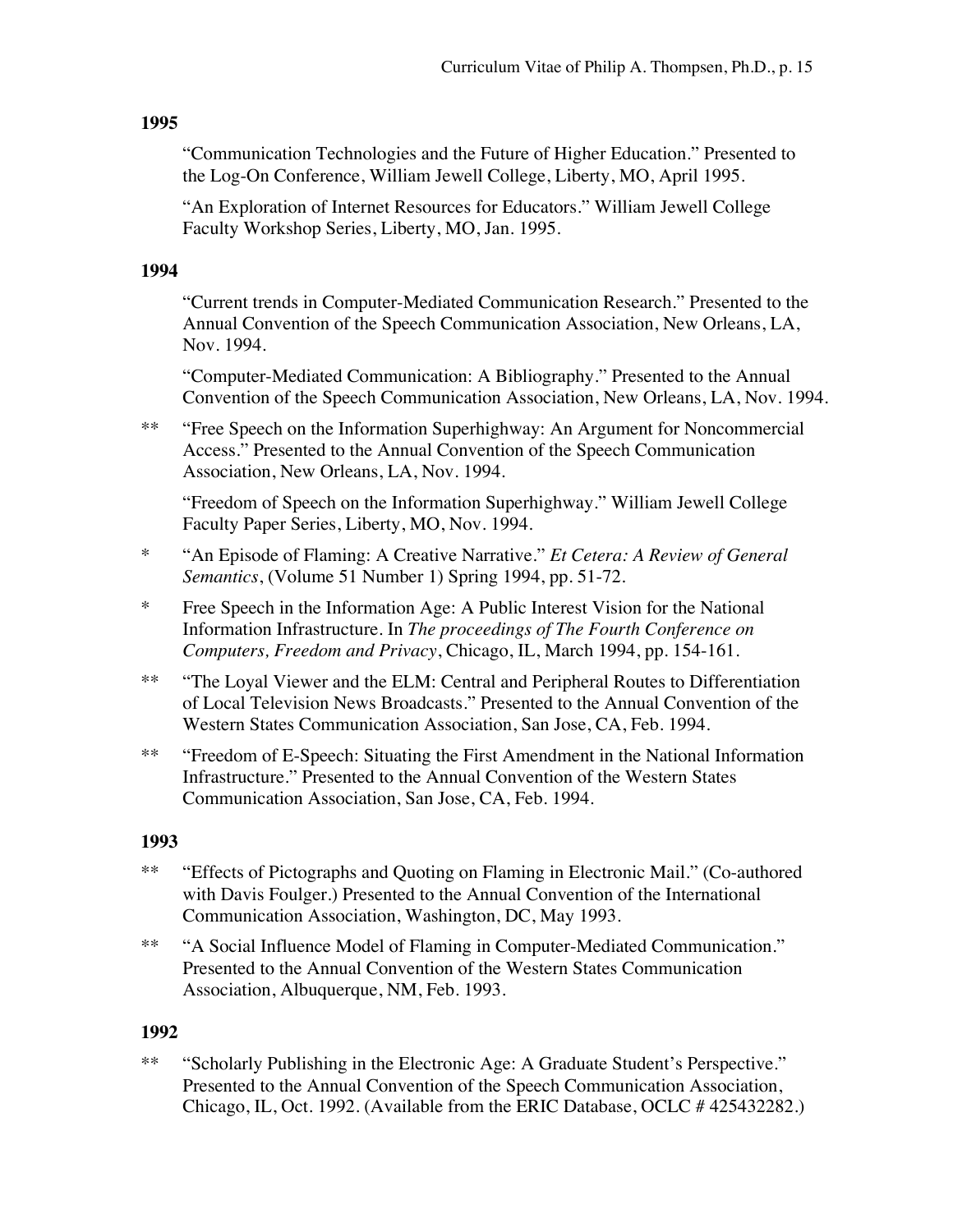### 1995

"Communication Technologies and the Future of Higher Education." Presented to the Log-On Conference, William Jewell College, Liberty, MO, April 1995.

"An Exploration of Internet Resources for Educators." William Jewell College Faculty Workshop Series, Liberty, MO, Jan. 1995.

### 1994

"Current trends in Computer-Mediated Communication Research." Presented to the Annual Convention of the Speech Communication Association, New Orleans, LA, Nov. 1994.

"Computer-Mediated Communication: A Bibliography." Presented to the Annual Convention of the Speech Communication Association, New Orleans, LA, Nov. 1994.

** "Free Speech on the Information Superhighway: An Argument for Noncommercial Access." Presented to the Annual Convention of the Speech Communication Association, New Orleans, LA, Nov. 1994.

"Freedom of Speech on the Information Superhighway." William Jewell College Faculty Paper Series, Liberty, MO, Nov. 1994.

* "An Episode of Flaming: A Creative Narrative." *Et Cetera: A Review of General Semantics*, (Volume 51 Number 1) Spring 1994, pp. 51-72.

* Free Speech in the Information Age: A Public Interest Vision for the National Information Infrastructure. In *The proceedings of The Fourth Conference on Computers, Freedom and Privacy*, Chicago, IL, March 1994, pp. 154-161.

** "The Loyal Viewer and the ELM: Central and Peripheral Routes to Differentiation of Local Television News Broadcasts." Presented to the Annual Convention of the Western States Communication Association, San Jose, CA, Feb. 1994.

** "Freedom of E-Speech: Situating the First Amendment in the National Information Infrastructure." Presented to the Annual Convention of the Western States Communication Association, San Jose, CA, Feb. 1994.

### 1993

** "Effects of Pictographs and Quoting on Flaming in Electronic Mail." (Co-authored with Davis Foulger.) Presented to the Annual Convention of the International Communication Association, Washington, DC, May 1993.

** "A Social Influence Model of Flaming in Computer-Mediated Communication." Presented to the Annual Convention of the Western States Communication Association, Albuquerque, NM, Feb. 1993.

### 1992

** "Scholarly Publishing in the Electronic Age: A Graduate Student's Perspective." Presented to the Annual Convention of the Speech Communication Association, Chicago, IL, Oct. 1992. (Available from the ERIC Database, OCLC # 425432282.)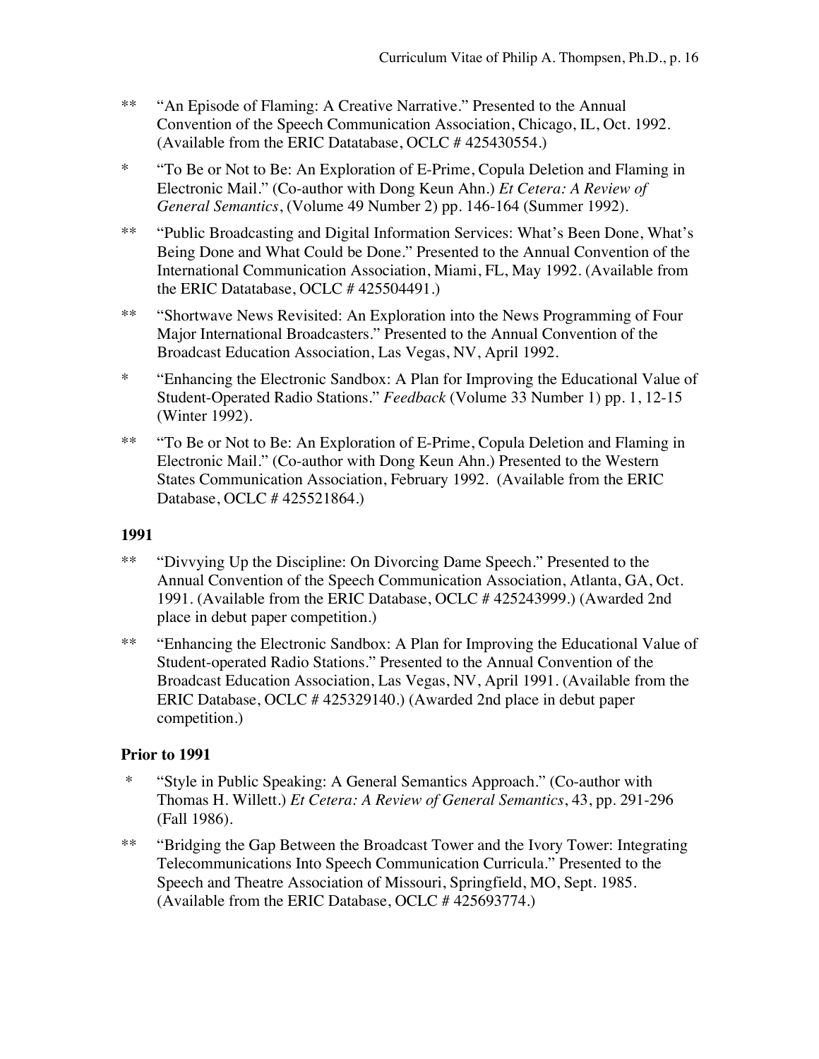** “An Episode of Flaming: A Creative Narrative.” Presented to the Annual Convention of the Speech Communication Association, Chicago, IL, Oct. 1992. (Available from the ERIC Datatabase, OCLC # 425430554.)

* “To Be or Not to Be: An Exploration of E-Prime, Copula Deletion and Flaming in Electronic Mail.” (Co-author with Dong Keun Ahn.) *Et Cetera: A Review of General Semantics*, (Volume 49 Number 2) pp. 146-164 (Summer 1992).

** “Public Broadcasting and Digital Information Services: What’s Been Done, What’s Being Done and What Could be Done.” Presented to the Annual Convention of the International Communication Association, Miami, FL, May 1992. (Available from the ERIC Datatabase, OCLC # 425504491.)

** “Shortwave News Revisited: An Exploration into the News Programming of Four Major International Broadcasters.” Presented to the Annual Convention of the Broadcast Education Association, Las Vegas, NV, April 1992.

* “Enhancing the Electronic Sandbox: A Plan for Improving the Educational Value of Student-Operated Radio Stations.” *Feedback* (Volume 33 Number 1) pp. 1, 12-15 (Winter 1992).

** “To Be or Not to Be: An Exploration of E-Prime, Copula Deletion and Flaming in Electronic Mail.” (Co-author with Dong Keun Ahn.) Presented to the Western States Communication Association, February 1992. (Available from the ERIC Database, OCLC # 425521864.)

**1991**

** “Divvying Up the Discipline: On Divorcing Dame Speech.” Presented to the Annual Convention of the Speech Communication Association, Atlanta, GA, Oct. 1991. (Available from the ERIC Database, OCLC # 425243999.) (Awarded 2nd place in debut paper competition.)

** “Enhancing the Electronic Sandbox: A Plan for Improving the Educational Value of Student-operated Radio Stations.” Presented to the Annual Convention of the Broadcast Education Association, Las Vegas, NV, April 1991. (Available from the ERIC Database, OCLC # 425329140.) (Awarded 2nd place in debut paper competition.)

**Prior to 1991**

* “Style in Public Speaking: A General Semantics Approach.” (Co-author with Thomas H. Willett.) *Et Cetera: A Review of General Semantics*, 43, pp. 291-296 (Fall 1986).

** “Bridging the Gap Between the Broadcast Tower and the Ivory Tower: Integrating Telecommunications Into Speech Communication Curricula.” Presented to the Speech and Theatre Association of Missouri, Springfield, MO, Sept. 1985. (Available from the ERIC Database, OCLC # 425693774.)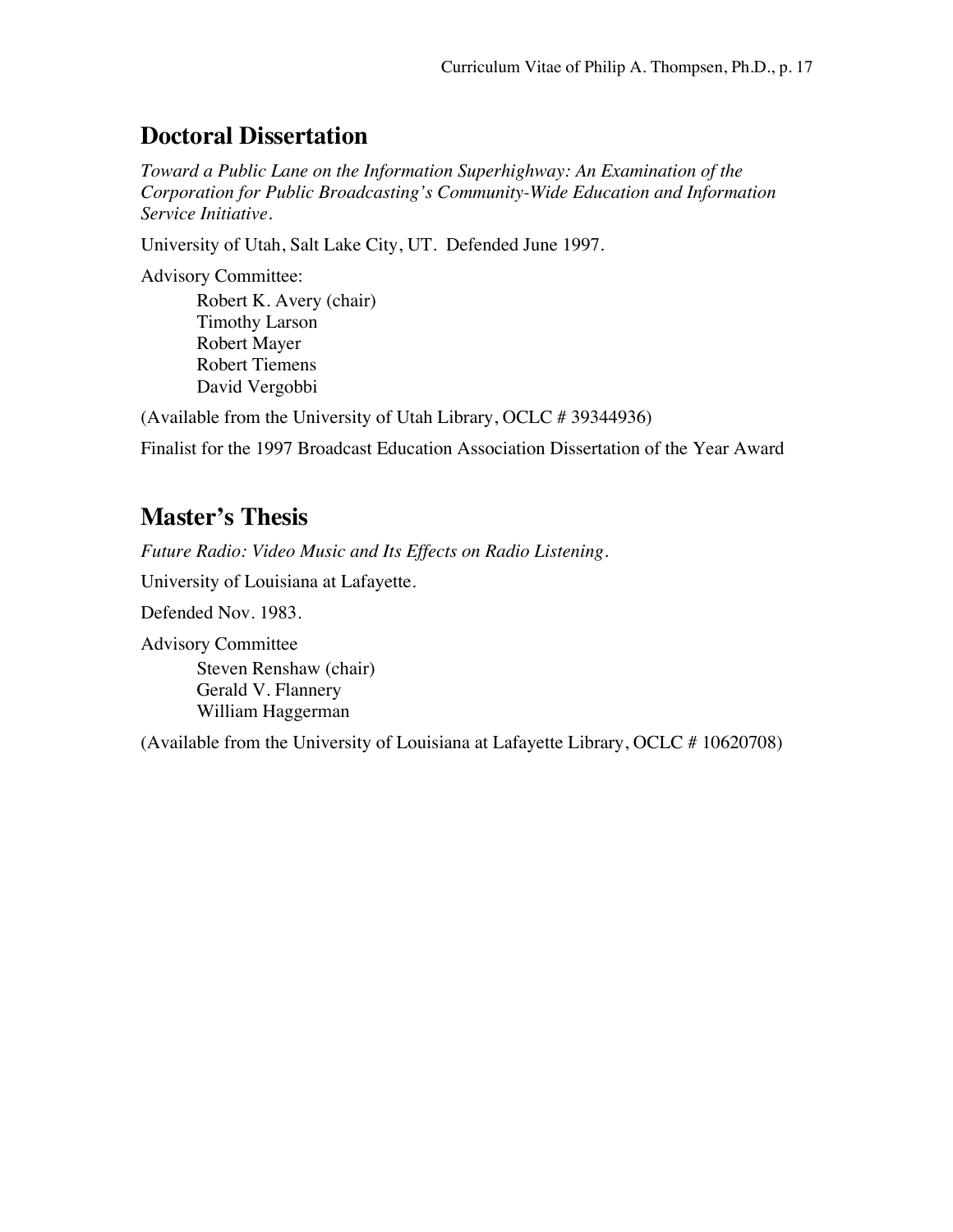## Doctoral Dissertation

*Toward a Public Lane on the Information Superhighway: An Examination of the Corporation for Public Broadcasting's Community-Wide Education and Information Service Initiative.*

University of Utah, Salt Lake City, UT. Defended June 1997.

Advisory Committee:

- Robert K. Avery (chair)
- Timothy Larson
- Robert Mayer
- Robert Tiemens
- David Vergobbi

(Available from the University of Utah Library, OCLC # 39344936)

Finalist for the 1997 Broadcast Education Association Dissertation of the Year Award

## Master's Thesis

*Future Radio: Video Music and Its Effects on Radio Listening.*

University of Louisiana at Lafayette.

Defended Nov. 1983.

Advisory Committee

- Steven Renshaw (chair)
- Gerald V. Flannery
- William Haggerman

(Available from the University of Louisiana at Lafayette Library, OCLC # 10620708)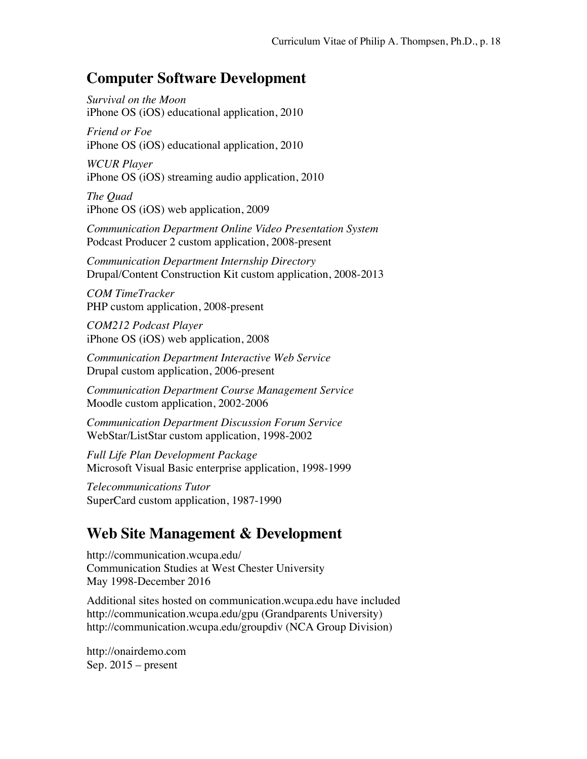## Computer Software Development

*Survival on the Moon*
iPhone OS (iOS) educational application, 2010

*Friend or Foe*
iPhone OS (iOS) educational application, 2010

*WCUR Player*
iPhone OS (iOS) streaming audio application, 2010

*The Quad*
iPhone OS (iOS) web application, 2009

*Communication Department Online Video Presentation System*
Podcast Producer 2 custom application, 2008-present

*Communication Department Internship Directory*
Drupal/Content Construction Kit custom application, 2008-2013

*COM TimeTracker*
PHP custom application, 2008-present

*COM212 Podcast Player*
iPhone OS (iOS) web application, 2008

*Communication Department Interactive Web Service*
Drupal custom application, 2006-present

*Communication Department Course Management Service*
Moodle custom application, 2002-2006

*Communication Department Discussion Forum Service*
WebStar/ListStar custom application, 1998-2002

*Full Life Plan Development Package*
Microsoft Visual Basic enterprise application, 1998-1999

*Telecommunications Tutor*
SuperCard custom application, 1987-1990

## Web Site Management & Development

http://communication.wcupa.edu/
Communication Studies at West Chester University
May 1998-December 2016

Additional sites hosted on communication.wcupa.edu have included
http://communication.wcupa.edu/gpu (Grandparents University)
http://communication.wcupa.edu/groupdiv (NCA Group Division)

http://onairdemo.com
Sep. 2015 – present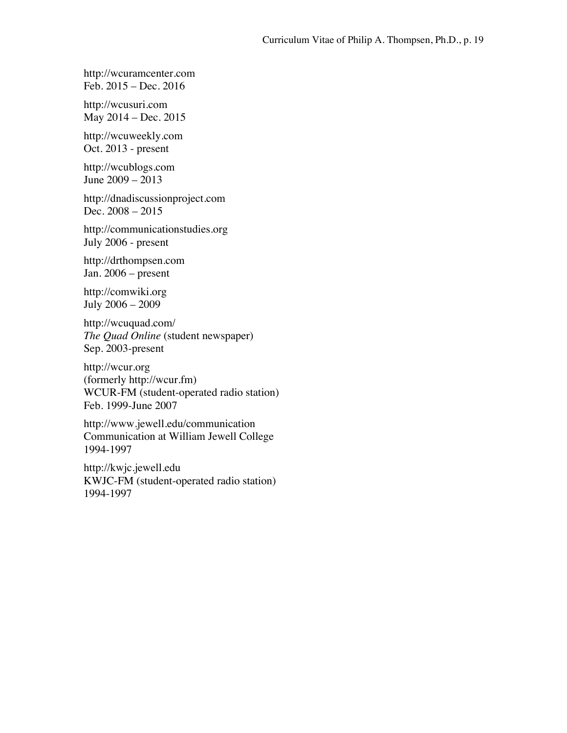http://wcuramcenter.com
Feb. 2015 – Dec. 2016

http://wcusuri.com
May 2014 – Dec. 2015

http://wcuweekly.com
Oct. 2013 - present

http://wcublogs.com
June 2009 – 2013

http://dnadiscussionproject.com
Dec. 2008 – 2015

http://communicationstudies.org
July 2006 - present

http://drthompsen.com
Jan. 2006 – present

http://comwiki.org
July 2006 – 2009

http://wcuquad.com/
*The Quad Online* (student newspaper)
Sep. 2003-present

http://wcur.org
(formerly http://wcur.fm)
WCUR-FM (student-operated radio station)
Feb. 1999-June 2007

http://www.jewell.edu/communication
Communication at William Jewell College
1994-1997

http://kwjc.jewell.edu
KWJC-FM (student-operated radio station)
1994-1997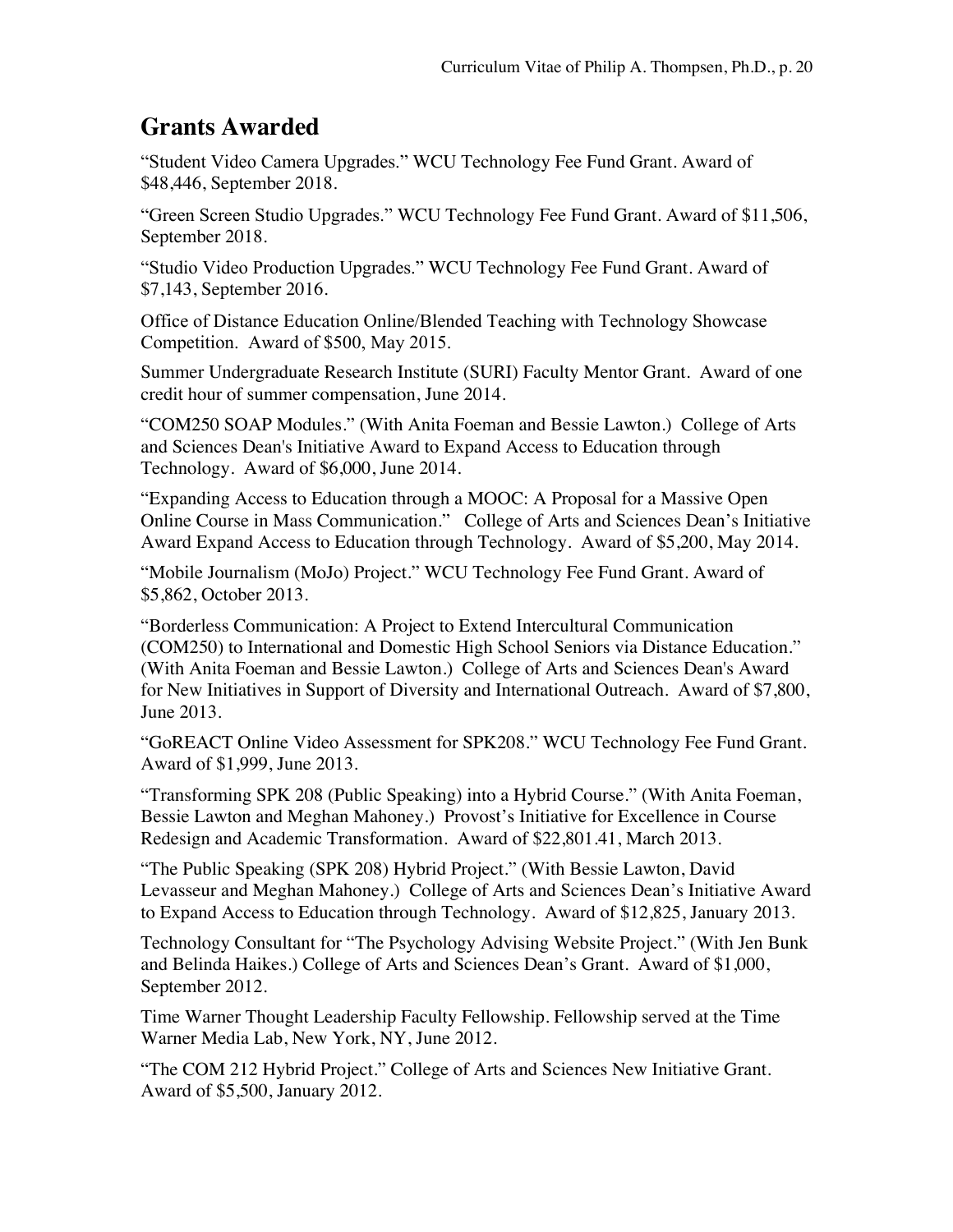## Grants Awarded

"Student Video Camera Upgrades." WCU Technology Fee Fund Grant. Award of $48,446, September 2018.

"Green Screen Studio Upgrades." WCU Technology Fee Fund Grant. Award of $11,506, September 2018.

"Studio Video Production Upgrades." WCU Technology Fee Fund Grant. Award of $7,143, September 2016.

Office of Distance Education Online/Blended Teaching with Technology Showcase Competition. Award of $500, May 2015.

Summer Undergraduate Research Institute (SURI) Faculty Mentor Grant. Award of one credit hour of summer compensation, June 2014.

"COM250 SOAP Modules." (With Anita Foeman and Bessie Lawton.) College of Arts and Sciences Dean's Initiative Award to Expand Access to Education through Technology. Award of $6,000, June 2014.

"Expanding Access to Education through a MOOC: A Proposal for a Massive Open Online Course in Mass Communication." College of Arts and Sciences Dean's Initiative Award Expand Access to Education through Technology. Award of $5,200, May 2014.

"Mobile Journalism (MoJo) Project." WCU Technology Fee Fund Grant. Award of $5,862, October 2013.

"Borderless Communication: A Project to Extend Intercultural Communication (COM250) to International and Domestic High School Seniors via Distance Education." (With Anita Foeman and Bessie Lawton.) College of Arts and Sciences Dean's Award for New Initiatives in Support of Diversity and International Outreach. Award of $7,800, June 2013.

"GoREACT Online Video Assessment for SPK208." WCU Technology Fee Fund Grant. Award of $1,999, June 2013.

"Transforming SPK 208 (Public Speaking) into a Hybrid Course." (With Anita Foeman, Bessie Lawton and Meghan Mahoney.) Provost's Initiative for Excellence in Course Redesign and Academic Transformation. Award of $22,801.41, March 2013.

"The Public Speaking (SPK 208) Hybrid Project." (With Bessie Lawton, David Levasseur and Meghan Mahoney.) College of Arts and Sciences Dean's Initiative Award to Expand Access to Education through Technology. Award of $12,825, January 2013.

Technology Consultant for "The Psychology Advising Website Project." (With Jen Bunk and Belinda Haikes.) College of Arts and Sciences Dean's Grant. Award of $1,000, September 2012.

Time Warner Thought Leadership Faculty Fellowship. Fellowship served at the Time Warner Media Lab, New York, NY, June 2012.

"The COM 212 Hybrid Project." College of Arts and Sciences New Initiative Grant. Award of $5,500, January 2012.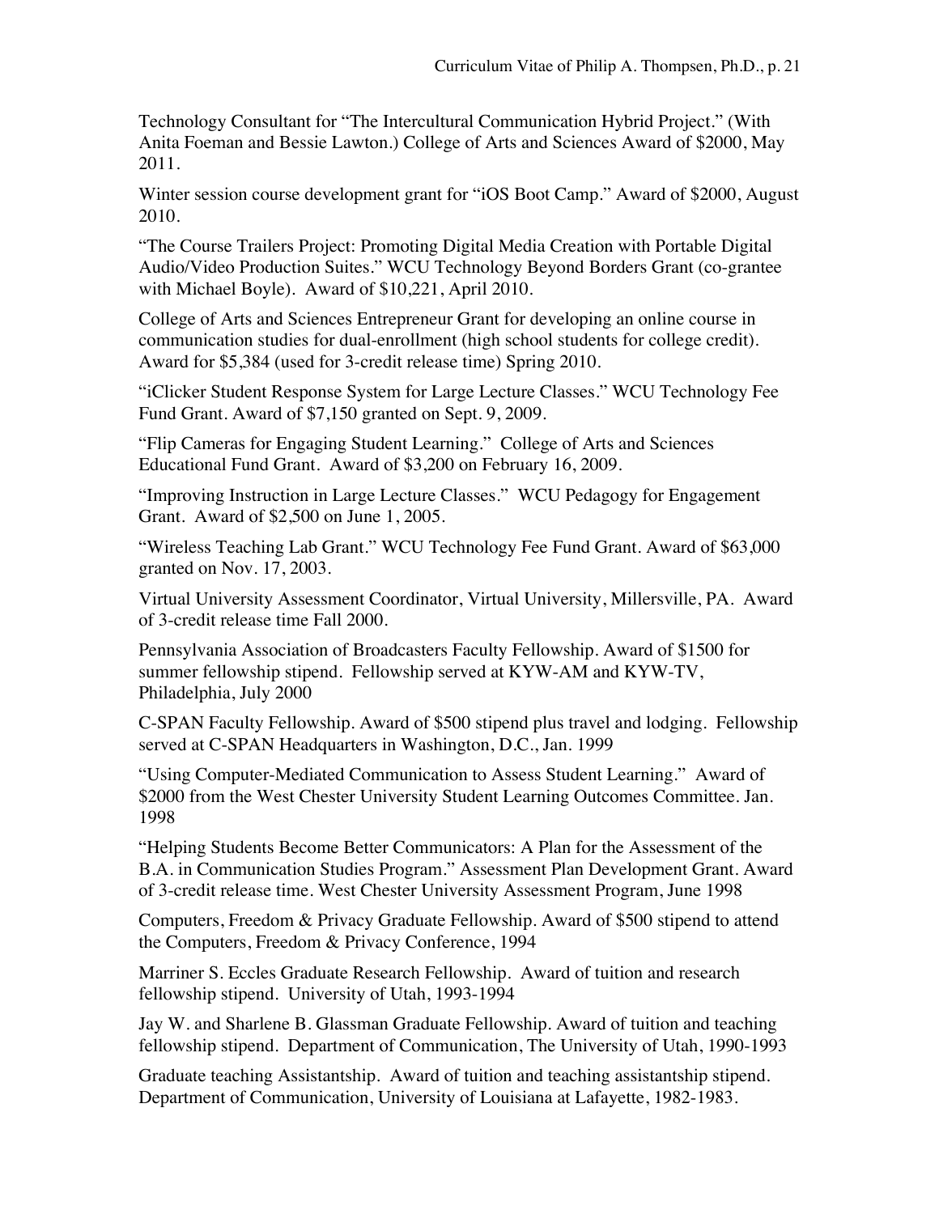Technology Consultant for "The Intercultural Communication Hybrid Project." (With Anita Foeman and Bessie Lawton.) College of Arts and Sciences Award of $2000, May 2011.

Winter session course development grant for "iOS Boot Camp." Award of $2000, August 2010.

"The Course Trailers Project: Promoting Digital Media Creation with Portable Digital Audio/Video Production Suites." WCU Technology Beyond Borders Grant (co-grantee with Michael Boyle). Award of $10,221, April 2010.

College of Arts and Sciences Entrepreneur Grant for developing an online course in communication studies for dual-enrollment (high school students for college credit). Award for $5,384 (used for 3-credit release time) Spring 2010.

"iClicker Student Response System for Large Lecture Classes." WCU Technology Fee Fund Grant. Award of $7,150 granted on Sept. 9, 2009.

"Flip Cameras for Engaging Student Learning." College of Arts and Sciences Educational Fund Grant. Award of $3,200 on February 16, 2009.

"Improving Instruction in Large Lecture Classes." WCU Pedagogy for Engagement Grant. Award of $2,500 on June 1, 2005.

"Wireless Teaching Lab Grant." WCU Technology Fee Fund Grant. Award of $63,000 granted on Nov. 17, 2003.

Virtual University Assessment Coordinator, Virtual University, Millersville, PA. Award of 3-credit release time Fall 2000.

Pennsylvania Association of Broadcasters Faculty Fellowship. Award of $1500 for summer fellowship stipend. Fellowship served at KYW-AM and KYW-TV, Philadelphia, July 2000

C-SPAN Faculty Fellowship. Award of $500 stipend plus travel and lodging. Fellowship served at C-SPAN Headquarters in Washington, D.C., Jan. 1999

"Using Computer-Mediated Communication to Assess Student Learning." Award of $2000 from the West Chester University Student Learning Outcomes Committee. Jan. 1998

"Helping Students Become Better Communicators: A Plan for the Assessment of the B.A. in Communication Studies Program." Assessment Plan Development Grant. Award of 3-credit release time. West Chester University Assessment Program, June 1998

Computers, Freedom & Privacy Graduate Fellowship. Award of $500 stipend to attend the Computers, Freedom & Privacy Conference, 1994

Marriner S. Eccles Graduate Research Fellowship. Award of tuition and research fellowship stipend. University of Utah, 1993-1994

Jay W. and Sharlene B. Glassman Graduate Fellowship. Award of tuition and teaching fellowship stipend. Department of Communication, The University of Utah, 1990-1993

Graduate teaching Assistantship. Award of tuition and teaching assistantship stipend. Department of Communication, University of Louisiana at Lafayette, 1982-1983.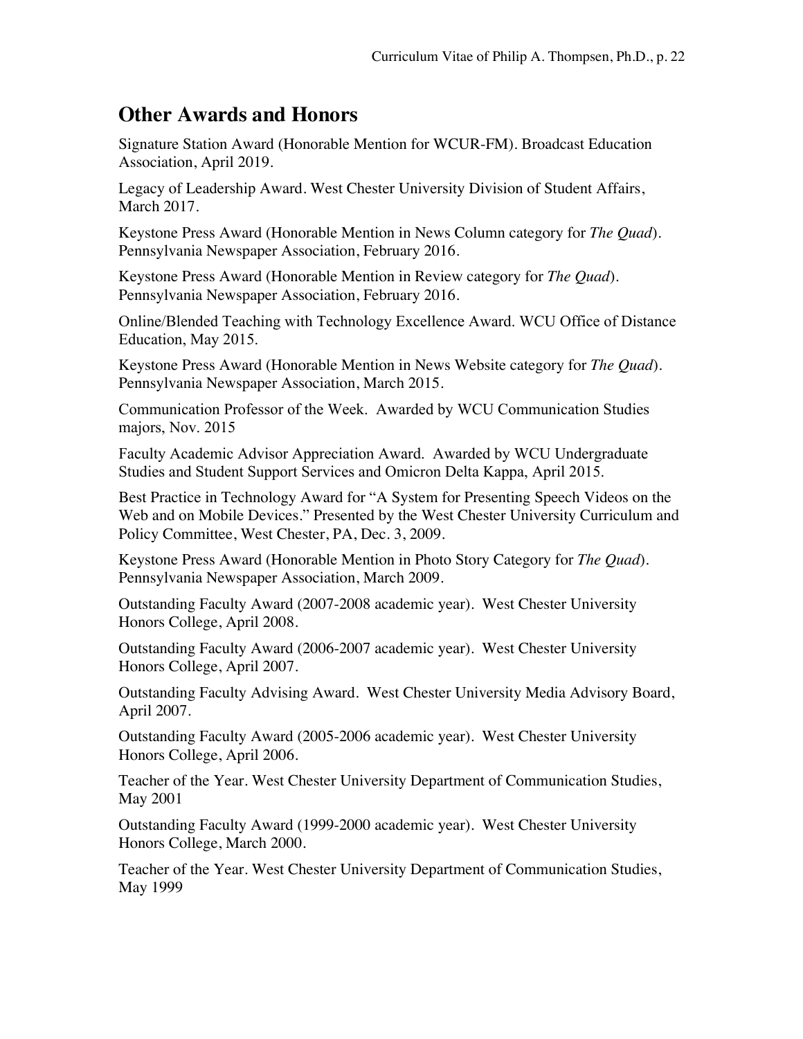## Other Awards and Honors

Signature Station Award (Honorable Mention for WCUR-FM). Broadcast Education Association, April 2019.

Legacy of Leadership Award. West Chester University Division of Student Affairs, March 2017.

Keystone Press Award (Honorable Mention in News Column category for *The Quad*). Pennsylvania Newspaper Association, February 2016.

Keystone Press Award (Honorable Mention in Review category for *The Quad*). Pennsylvania Newspaper Association, February 2016.

Online/Blended Teaching with Technology Excellence Award. WCU Office of Distance Education, May 2015.

Keystone Press Award (Honorable Mention in News Website category for *The Quad*). Pennsylvania Newspaper Association, March 2015.

Communication Professor of the Week. Awarded by WCU Communication Studies majors, Nov. 2015

Faculty Academic Advisor Appreciation Award. Awarded by WCU Undergraduate Studies and Student Support Services and Omicron Delta Kappa, April 2015.

Best Practice in Technology Award for "A System for Presenting Speech Videos on the Web and on Mobile Devices." Presented by the West Chester University Curriculum and Policy Committee, West Chester, PA, Dec. 3, 2009.

Keystone Press Award (Honorable Mention in Photo Story Category for *The Quad*). Pennsylvania Newspaper Association, March 2009.

Outstanding Faculty Award (2007-2008 academic year). West Chester University Honors College, April 2008.

Outstanding Faculty Award (2006-2007 academic year). West Chester University Honors College, April 2007.

Outstanding Faculty Advising Award. West Chester University Media Advisory Board, April 2007.

Outstanding Faculty Award (2005-2006 academic year). West Chester University Honors College, April 2006.

Teacher of the Year. West Chester University Department of Communication Studies, May 2001

Outstanding Faculty Award (1999-2000 academic year). West Chester University Honors College, March 2000.

Teacher of the Year. West Chester University Department of Communication Studies, May 1999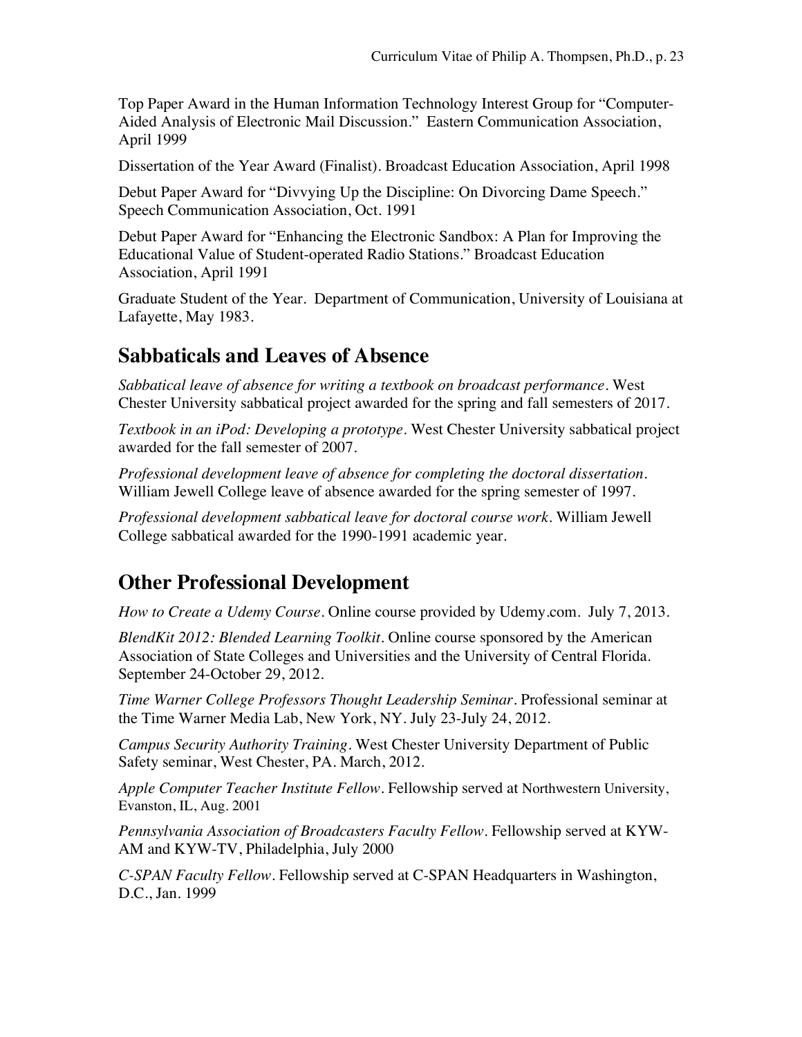Top Paper Award in the Human Information Technology Interest Group for "Computer-Aided Analysis of Electronic Mail Discussion." Eastern Communication Association, April 1999

Dissertation of the Year Award (Finalist). Broadcast Education Association, April 1998

Debut Paper Award for "Divvying Up the Discipline: On Divorcing Dame Speech." Speech Communication Association, Oct. 1991

Debut Paper Award for "Enhancing the Electronic Sandbox: A Plan for Improving the Educational Value of Student-operated Radio Stations." Broadcast Education Association, April 1991

Graduate Student of the Year. Department of Communication, University of Louisiana at Lafayette, May 1983.

## Sabbaticals and Leaves of Absence

*Sabbatical leave of absence for writing a textbook on broadcast performance*. West Chester University sabbatical project awarded for the spring and fall semesters of 2017.

*Textbook in an iPod: Developing a prototype*. West Chester University sabbatical project awarded for the fall semester of 2007.

*Professional development leave of absence for completing the doctoral dissertation*. William Jewell College leave of absence awarded for the spring semester of 1997.

*Professional development sabbatical leave for doctoral course work*. William Jewell College sabbatical awarded for the 1990-1991 academic year.

## Other Professional Development

*How to Create a Udemy Course*. Online course provided by Udemy.com. July 7, 2013.

*BlendKit 2012: Blended Learning Toolkit*. Online course sponsored by the American Association of State Colleges and Universities and the University of Central Florida. September 24-October 29, 2012.

*Time Warner College Professors Thought Leadership Seminar*. Professional seminar at the Time Warner Media Lab, New York, NY. July 23-July 24, 2012.

*Campus Security Authority Training*. West Chester University Department of Public Safety seminar, West Chester, PA. March, 2012.

*Apple Computer Teacher Institute Fellow*. Fellowship served at Northwestern University, Evanston, IL, Aug. 2001

*Pennsylvania Association of Broadcasters Faculty Fellow*. Fellowship served at KYW-AM and KYW-TV, Philadelphia, July 2000

*C-SPAN Faculty Fellow*. Fellowship served at C-SPAN Headquarters in Washington, D.C., Jan. 1999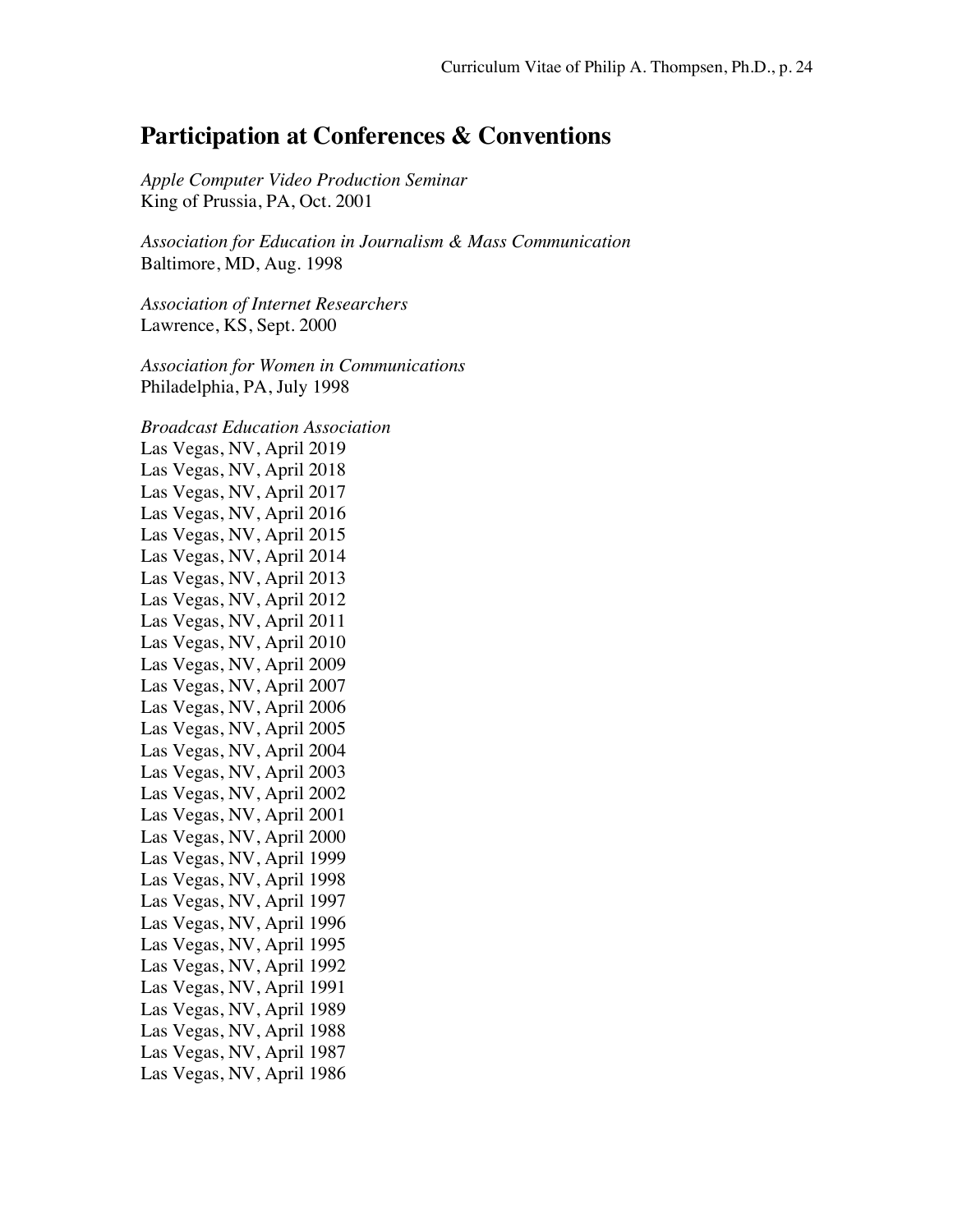## Participation at Conferences & Conventions

*Apple Computer Video Production Seminar*
King of Prussia, PA, Oct. 2001

*Association for Education in Journalism & Mass Communication*
Baltimore, MD, Aug. 1998

*Association of Internet Researchers*
Lawrence, KS, Sept. 2000

*Association for Women in Communications*
Philadelphia, PA, July 1998

*Broadcast Education Association*
Las Vegas, NV, April 2019
Las Vegas, NV, April 2018
Las Vegas, NV, April 2017
Las Vegas, NV, April 2016
Las Vegas, NV, April 2015
Las Vegas, NV, April 2014
Las Vegas, NV, April 2013
Las Vegas, NV, April 2012
Las Vegas, NV, April 2011
Las Vegas, NV, April 2010
Las Vegas, NV, April 2009
Las Vegas, NV, April 2007
Las Vegas, NV, April 2006
Las Vegas, NV, April 2005
Las Vegas, NV, April 2004
Las Vegas, NV, April 2003
Las Vegas, NV, April 2002
Las Vegas, NV, April 2001
Las Vegas, NV, April 2000
Las Vegas, NV, April 1999
Las Vegas, NV, April 1998
Las Vegas, NV, April 1997
Las Vegas, NV, April 1996
Las Vegas, NV, April 1995
Las Vegas, NV, April 1992
Las Vegas, NV, April 1991
Las Vegas, NV, April 1989
Las Vegas, NV, April 1988
Las Vegas, NV, April 1987
Las Vegas, NV, April 1986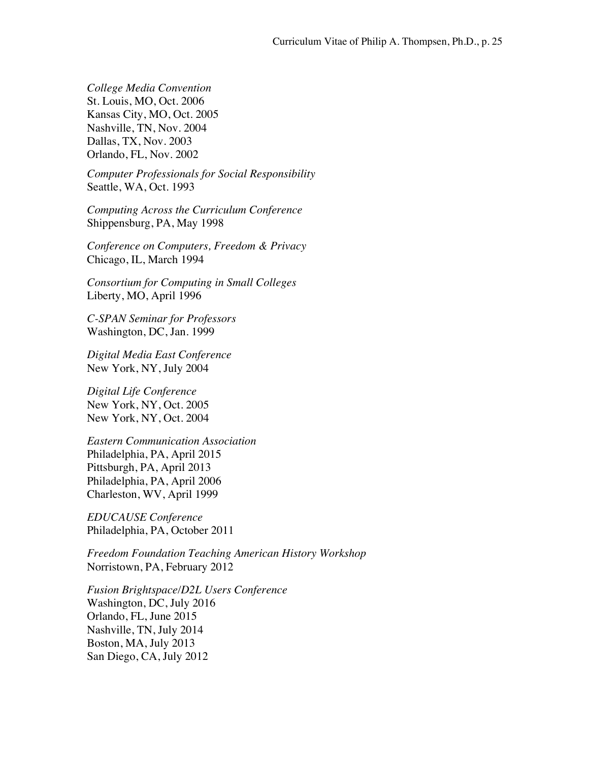*College Media Convention*
St. Louis, MO, Oct. 2006
Kansas City, MO, Oct. 2005
Nashville, TN, Nov. 2004
Dallas, TX, Nov. 2003
Orlando, FL, Nov. 2002

*Computer Professionals for Social Responsibility*
Seattle, WA, Oct. 1993

*Computing Across the Curriculum Conference*
Shippensburg, PA, May 1998

*Conference on Computers, Freedom & Privacy*
Chicago, IL, March 1994

*Consortium for Computing in Small Colleges*
Liberty, MO, April 1996

*C-SPAN Seminar for Professors*
Washington, DC, Jan. 1999

*Digital Media East Conference*
New York, NY, July 2004

*Digital Life Conference*
New York, NY, Oct. 2005
New York, NY, Oct. 2004

*Eastern Communication Association*
Philadelphia, PA, April 2015
Pittsburgh, PA, April 2013
Philadelphia, PA, April 2006
Charleston, WV, April 1999

*EDUCAUSE Conference*
Philadelphia, PA, October 2011

*Freedom Foundation Teaching American History Workshop*
Norristown, PA, February 2012

*Fusion Brightspace/D2L Users Conference*
Washington, DC, July 2016
Orlando, FL, June 2015
Nashville, TN, July 2014
Boston, MA, July 2013
San Diego, CA, July 2012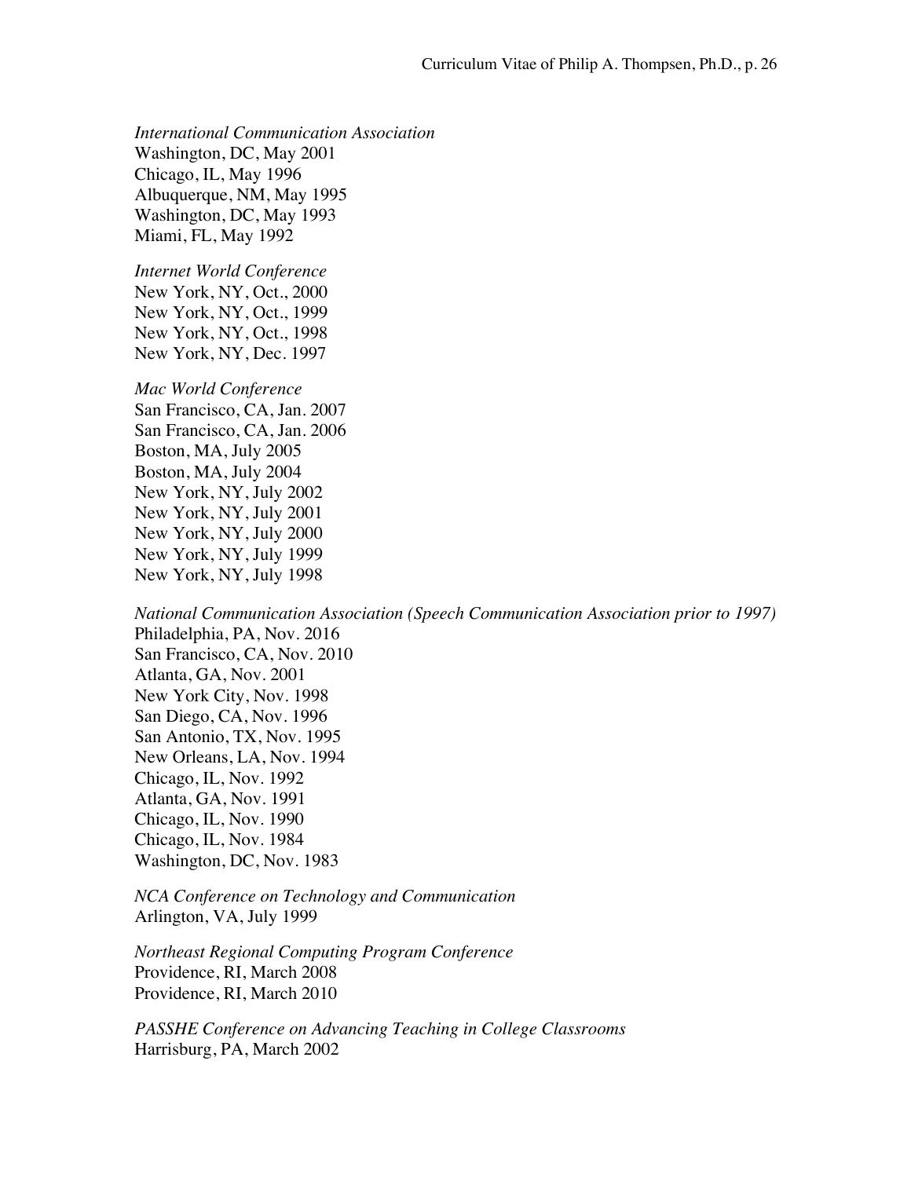*International Communication Association*
Washington, DC, May 2001
Chicago, IL, May 1996
Albuquerque, NM, May 1995
Washington, DC, May 1993
Miami, FL, May 1992

*Internet World Conference*
New York, NY, Oct., 2000
New York, NY, Oct., 1999
New York, NY, Oct., 1998
New York, NY, Dec. 1997

*Mac World Conference*
San Francisco, CA, Jan. 2007
San Francisco, CA, Jan. 2006
Boston, MA, July 2005
Boston, MA, July 2004
New York, NY, July 2002
New York, NY, July 2001
New York, NY, July 2000
New York, NY, July 1999
New York, NY, July 1998

*National Communication Association (Speech Communication Association prior to 1997)*
Philadelphia, PA, Nov. 2016
San Francisco, CA, Nov. 2010
Atlanta, GA, Nov. 2001
New York City, Nov. 1998
San Diego, CA, Nov. 1996
San Antonio, TX, Nov. 1995
New Orleans, LA, Nov. 1994
Chicago, IL, Nov. 1992
Atlanta, GA, Nov. 1991
Chicago, IL, Nov. 1990
Chicago, IL, Nov. 1984
Washington, DC, Nov. 1983

*NCA Conference on Technology and Communication*
Arlington, VA, July 1999

*Northeast Regional Computing Program Conference*
Providence, RI, March 2008
Providence, RI, March 2010

*PASSHE Conference on Advancing Teaching in College Classrooms*
Harrisburg, PA, March 2002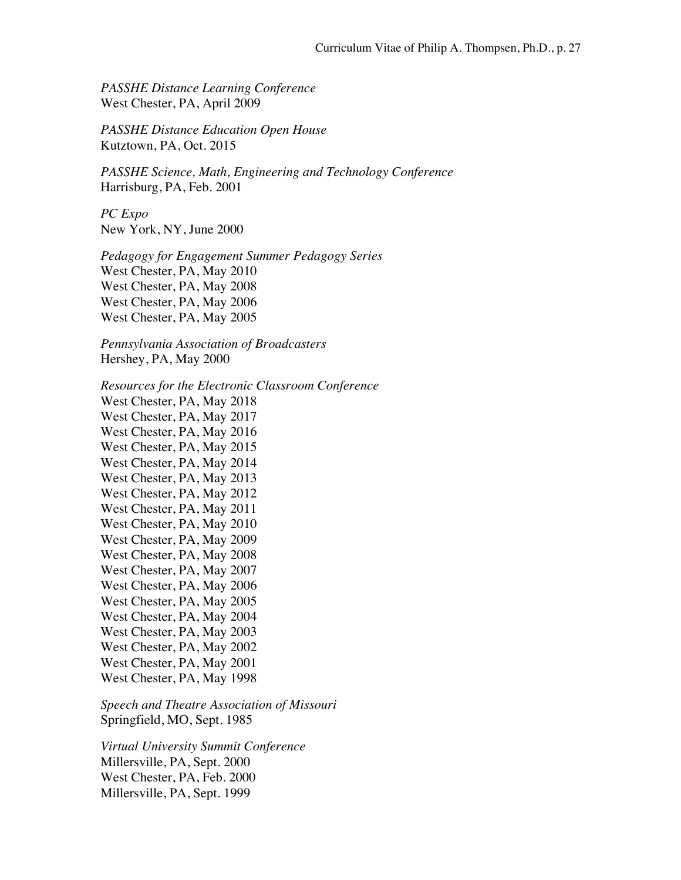*PASSHE Distance Learning Conference*
West Chester, PA, April 2009

*PASSHE Distance Education Open House*
Kutztown, PA, Oct. 2015

*PASSHE Science, Math, Engineering and Technology Conference*
Harrisburg, PA, Feb. 2001

*PC Expo*
New York, NY, June 2000

*Pedagogy for Engagement Summer Pedagogy Series*
West Chester, PA, May 2010
West Chester, PA, May 2008
West Chester, PA, May 2006
West Chester, PA, May 2005

*Pennsylvania Association of Broadcasters*
Hershey, PA, May 2000

*Resources for the Electronic Classroom Conference*
West Chester, PA, May 2018
West Chester, PA, May 2017
West Chester, PA, May 2016
West Chester, PA, May 2015
West Chester, PA, May 2014
West Chester, PA, May 2013
West Chester, PA, May 2012
West Chester, PA, May 2011
West Chester, PA, May 2010
West Chester, PA, May 2009
West Chester, PA, May 2008
West Chester, PA, May 2007
West Chester, PA, May 2006
West Chester, PA, May 2005
West Chester, PA, May 2004
West Chester, PA, May 2003
West Chester, PA, May 2002
West Chester, PA, May 2001
West Chester, PA, May 1998

*Speech and Theatre Association of Missouri*
Springfield, MO, Sept. 1985

*Virtual University Summit Conference*
Millersville, PA, Sept. 2000
West Chester, PA, Feb. 2000
Millersville, PA, Sept. 1999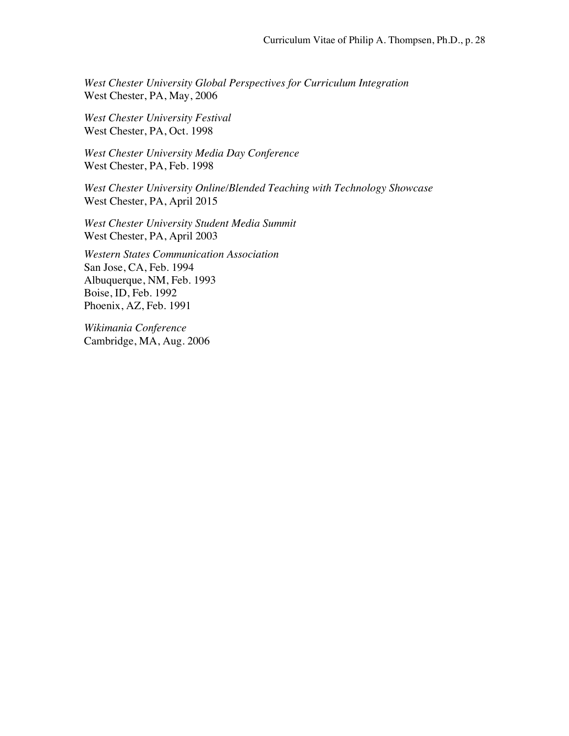*West Chester University Global Perspectives for Curriculum Integration*
West Chester, PA, May, 2006

*West Chester University Festival*
West Chester, PA, Oct. 1998

*West Chester University Media Day Conference*
West Chester, PA, Feb. 1998

*West Chester University Online/Blended Teaching with Technology Showcase*
West Chester, PA, April 2015

*West Chester University Student Media Summit*
West Chester, PA, April 2003

*Western States Communication Association*
San Jose, CA, Feb. 1994
Albuquerque, NM, Feb. 1993
Boise, ID, Feb. 1992
Phoenix, AZ, Feb. 1991

*Wikimania Conference*
Cambridge, MA, Aug. 2006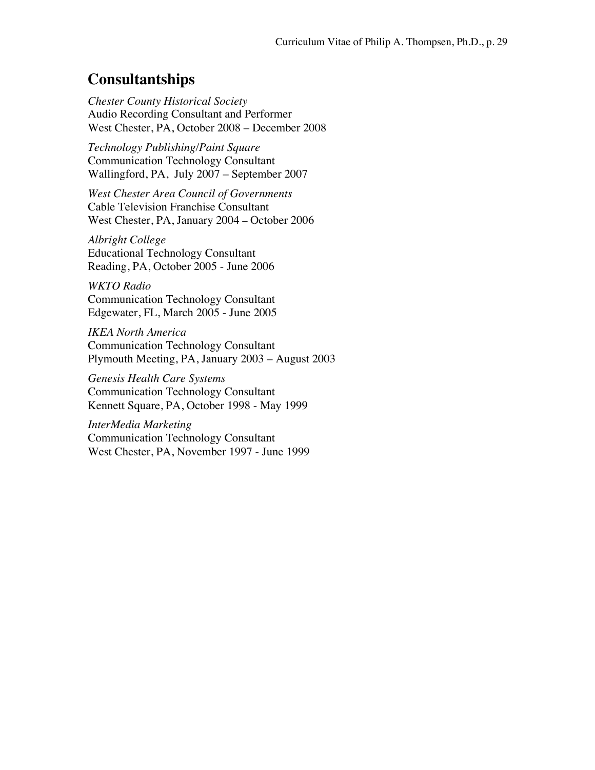## Consultantships

*Chester County Historical Society*
Audio Recording Consultant and Performer
West Chester, PA, October 2008 – December 2008

*Technology Publishing/Paint Square*
Communication Technology Consultant
Wallingford, PA, July 2007 – September 2007

*West Chester Area Council of Governments*
Cable Television Franchise Consultant
West Chester, PA, January 2004 – October 2006

*Albright College*
Educational Technology Consultant
Reading, PA, October 2005 - June 2006

*WKTO Radio*
Communication Technology Consultant
Edgewater, FL, March 2005 - June 2005

*IKEA North America*
Communication Technology Consultant
Plymouth Meeting, PA, January 2003 – August 2003

*Genesis Health Care Systems*
Communication Technology Consultant
Kennett Square, PA, October 1998 - May 1999

*InterMedia Marketing*
Communication Technology Consultant
West Chester, PA, November 1997 - June 1999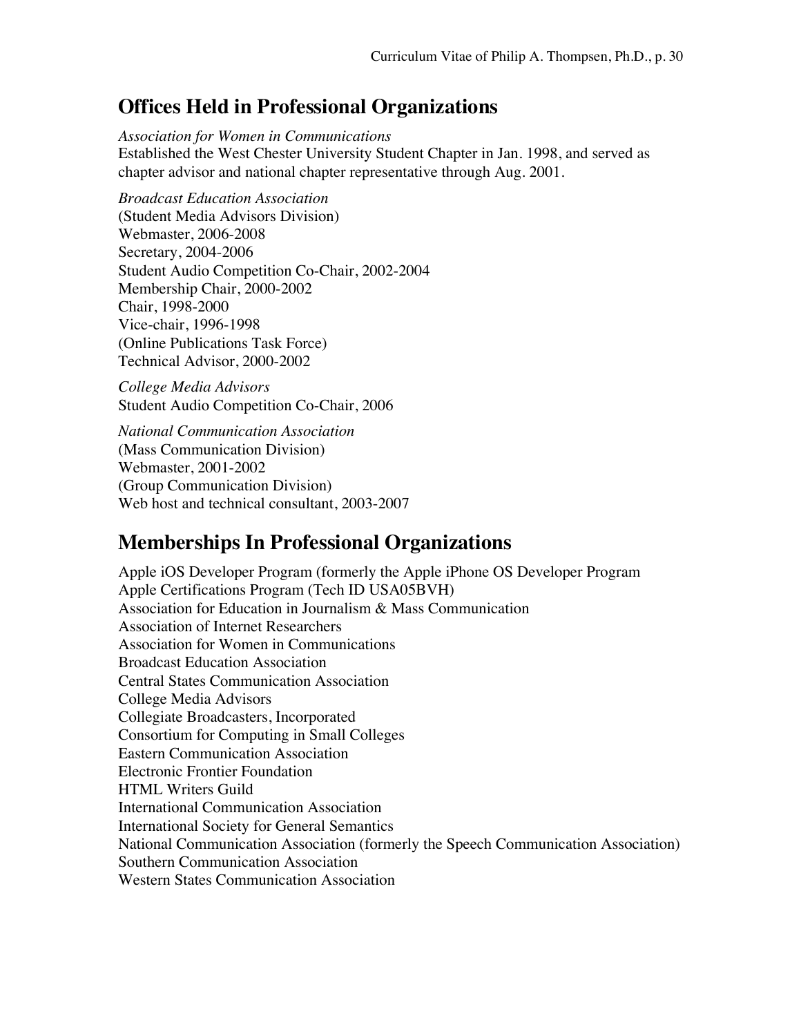## Offices Held in Professional Organizations

*Association for Women in Communications*
Established the West Chester University Student Chapter in Jan. 1998, and served as chapter advisor and national chapter representative through Aug. 2001.

*Broadcast Education Association*
(Student Media Advisors Division)
Webmaster, 2006-2008
Secretary, 2004-2006
Student Audio Competition Co-Chair, 2002-2004
Membership Chair, 2000-2002
Chair, 1998-2000
Vice-chair, 1996-1998
(Online Publications Task Force)
Technical Advisor, 2000-2002

*College Media Advisors*
Student Audio Competition Co-Chair, 2006

*National Communication Association*
(Mass Communication Division)
Webmaster, 2001-2002
(Group Communication Division)
Web host and technical consultant, 2003-2007

## Memberships In Professional Organizations

Apple iOS Developer Program (formerly the Apple iPhone OS Developer Program
Apple Certifications Program (Tech ID USA05BVH)
Association for Education in Journalism & Mass Communication
Association of Internet Researchers
Association for Women in Communications
Broadcast Education Association
Central States Communication Association
College Media Advisors
Collegiate Broadcasters, Incorporated
Consortium for Computing in Small Colleges
Eastern Communication Association
Electronic Frontier Foundation
HTML Writers Guild
International Communication Association
International Society for General Semantics
National Communication Association (formerly the Speech Communication Association)
Southern Communication Association
Western States Communication Association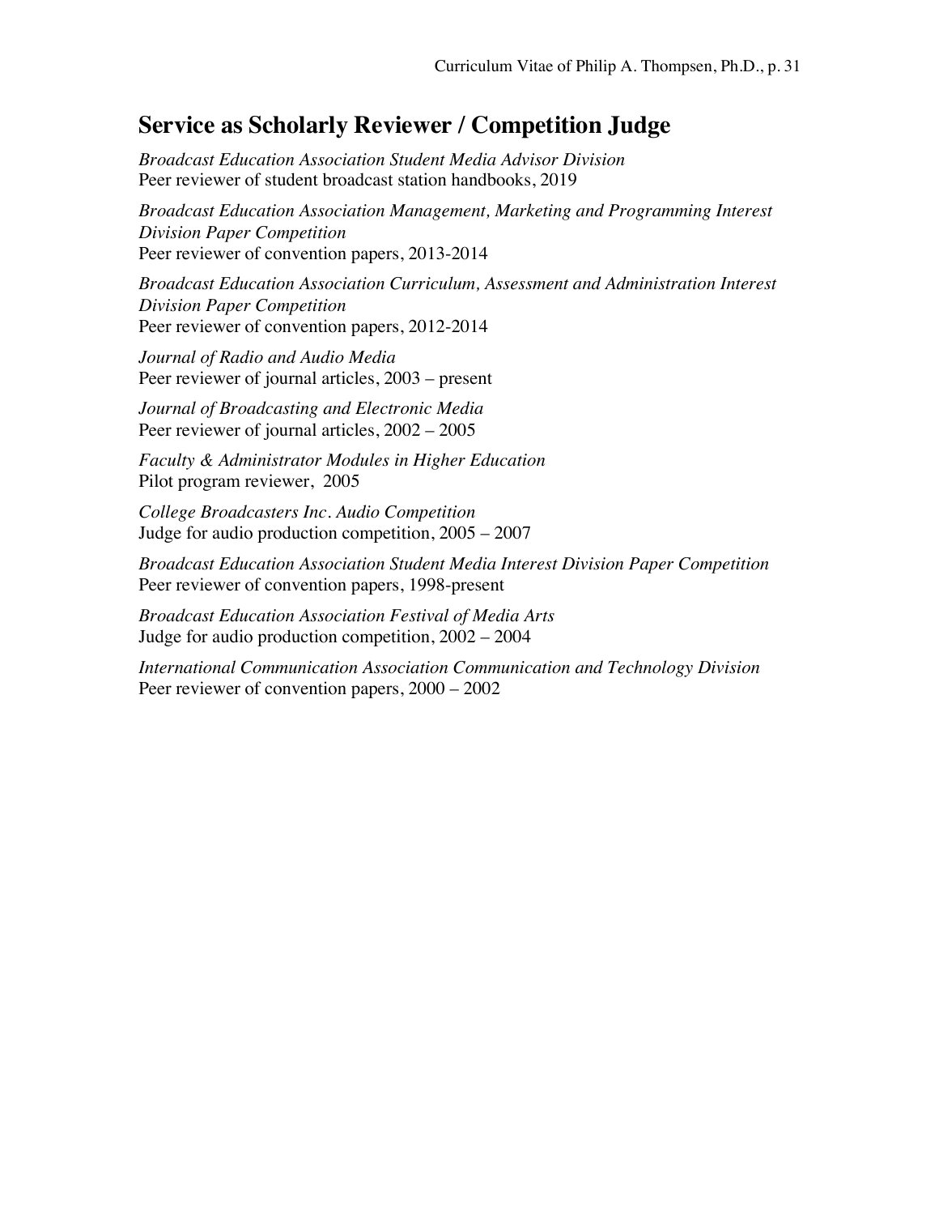## Service as Scholarly Reviewer / Competition Judge

*Broadcast Education Association Student Media Advisor Division*
Peer reviewer of student broadcast station handbooks, 2019

*Broadcast Education Association Management, Marketing and Programming Interest Division Paper Competition*
Peer reviewer of convention papers, 2013-2014

*Broadcast Education Association Curriculum, Assessment and Administration Interest Division Paper Competition*
Peer reviewer of convention papers, 2012-2014

*Journal of Radio and Audio Media*
Peer reviewer of journal articles, 2003 – present

*Journal of Broadcasting and Electronic Media*
Peer reviewer of journal articles, 2002 – 2005

*Faculty & Administrator Modules in Higher Education*
Pilot program reviewer, 2005

*College Broadcasters Inc. Audio Competition*
Judge for audio production competition, 2005 – 2007

*Broadcast Education Association Student Media Interest Division Paper Competition*
Peer reviewer of convention papers, 1998-present

*Broadcast Education Association Festival of Media Arts*
Judge for audio production competition, 2002 – 2004

*International Communication Association Communication and Technology Division*
Peer reviewer of convention papers, 2000 – 2002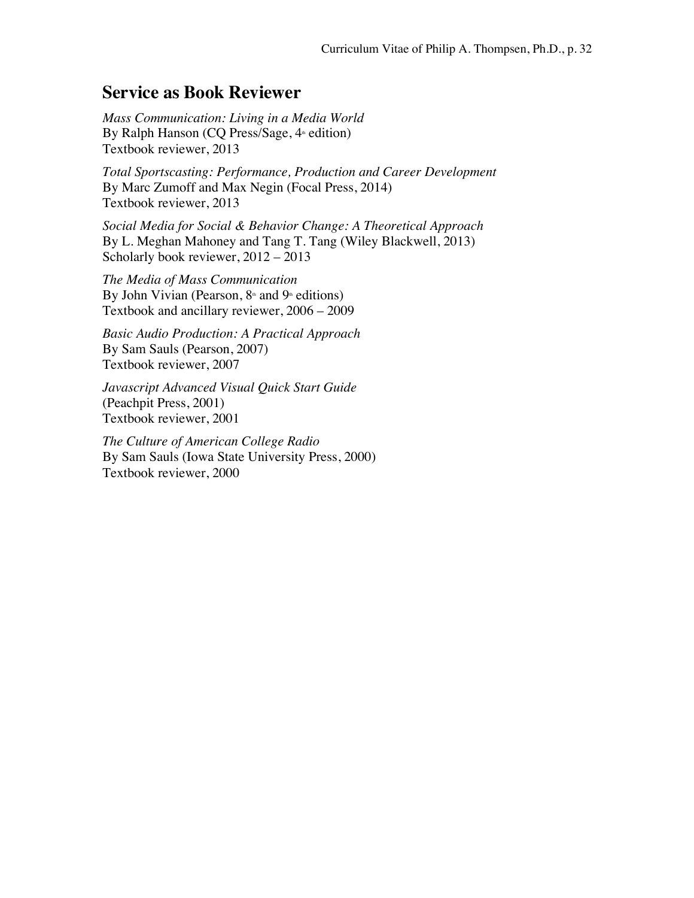## Service as Book Reviewer

*Mass Communication: Living in a Media World*
By Ralph Hanson (CQ Press/Sage, 4th edition)
Textbook reviewer, 2013

*Total Sportscasting: Performance, Production and Career Development*
By Marc Zumoff and Max Negin (Focal Press, 2014)
Textbook reviewer, 2013

*Social Media for Social & Behavior Change: A Theoretical Approach*
By L. Meghan Mahoney and Tang T. Tang (Wiley Blackwell, 2013)
Scholarly book reviewer, 2012 – 2013

*The Media of Mass Communication*
By John Vivian (Pearson, 8th and 9th editions)
Textbook and ancillary reviewer, 2006 – 2009

*Basic Audio Production: A Practical Approach*
By Sam Sauls (Pearson, 2007)
Textbook reviewer, 2007

*Javascript Advanced Visual Quick Start Guide*
(Peachpit Press, 2001)
Textbook reviewer, 2001

*The Culture of American College Radio*
By Sam Sauls (Iowa State University Press, 2000)
Textbook reviewer, 2000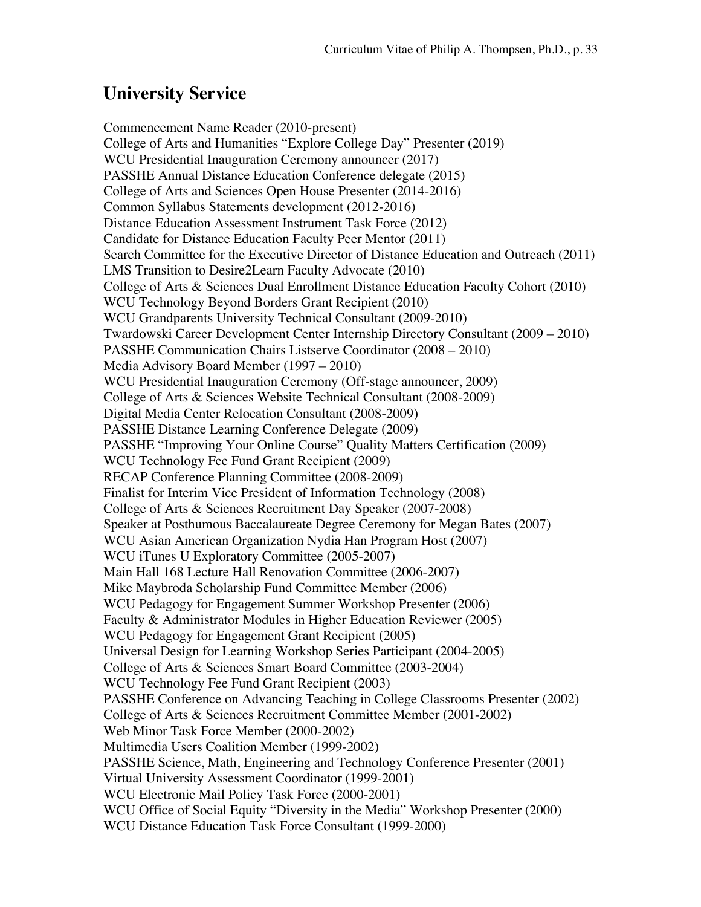## University Service

Commencement Name Reader (2010-present)
College of Arts and Humanities "Explore College Day" Presenter (2019)
WCU Presidential Inauguration Ceremony announcer (2017)
PASSHE Annual Distance Education Conference delegate (2015)
College of Arts and Sciences Open House Presenter (2014-2016)
Common Syllabus Statements development (2012-2016)
Distance Education Assessment Instrument Task Force (2012)
Candidate for Distance Education Faculty Peer Mentor (2011)
Search Committee for the Executive Director of Distance Education and Outreach (2011)
LMS Transition to Desire2Learn Faculty Advocate (2010)
College of Arts & Sciences Dual Enrollment Distance Education Faculty Cohort (2010)
WCU Technology Beyond Borders Grant Recipient (2010)
WCU Grandparents University Technical Consultant (2009-2010)
Twardowski Career Development Center Internship Directory Consultant (2009 – 2010)
PASSHE Communication Chairs Listserve Coordinator (2008 – 2010)
Media Advisory Board Member (1997 – 2010)
WCU Presidential Inauguration Ceremony (Off-stage announcer, 2009)
College of Arts & Sciences Website Technical Consultant (2008-2009)
Digital Media Center Relocation Consultant (2008-2009)
PASSHE Distance Learning Conference Delegate (2009)
PASSHE "Improving Your Online Course" Quality Matters Certification (2009)
WCU Technology Fee Fund Grant Recipient (2009)
RECAP Conference Planning Committee (2008-2009)
Finalist for Interim Vice President of Information Technology (2008)
College of Arts & Sciences Recruitment Day Speaker (2007-2008)
Speaker at Posthumous Baccalaureate Degree Ceremony for Megan Bates (2007)
WCU Asian American Organization Nydia Han Program Host (2007)
WCU iTunes U Exploratory Committee (2005-2007)
Main Hall 168 Lecture Hall Renovation Committee (2006-2007)
Mike Maybroda Scholarship Fund Committee Member (2006)
WCU Pedagogy for Engagement Summer Workshop Presenter (2006)
Faculty & Administrator Modules in Higher Education Reviewer (2005)
WCU Pedagogy for Engagement Grant Recipient (2005)
Universal Design for Learning Workshop Series Participant (2004-2005)
College of Arts & Sciences Smart Board Committee (2003-2004)
WCU Technology Fee Fund Grant Recipient (2003)
PASSHE Conference on Advancing Teaching in College Classrooms Presenter (2002)
College of Arts & Sciences Recruitment Committee Member (2001-2002)
Web Minor Task Force Member (2000-2002)
Multimedia Users Coalition Member (1999-2002)
PASSHE Science, Math, Engineering and Technology Conference Presenter (2001)
Virtual University Assessment Coordinator (1999-2001)
WCU Electronic Mail Policy Task Force (2000-2001)
WCU Office of Social Equity "Diversity in the Media" Workshop Presenter (2000)
WCU Distance Education Task Force Consultant (1999-2000)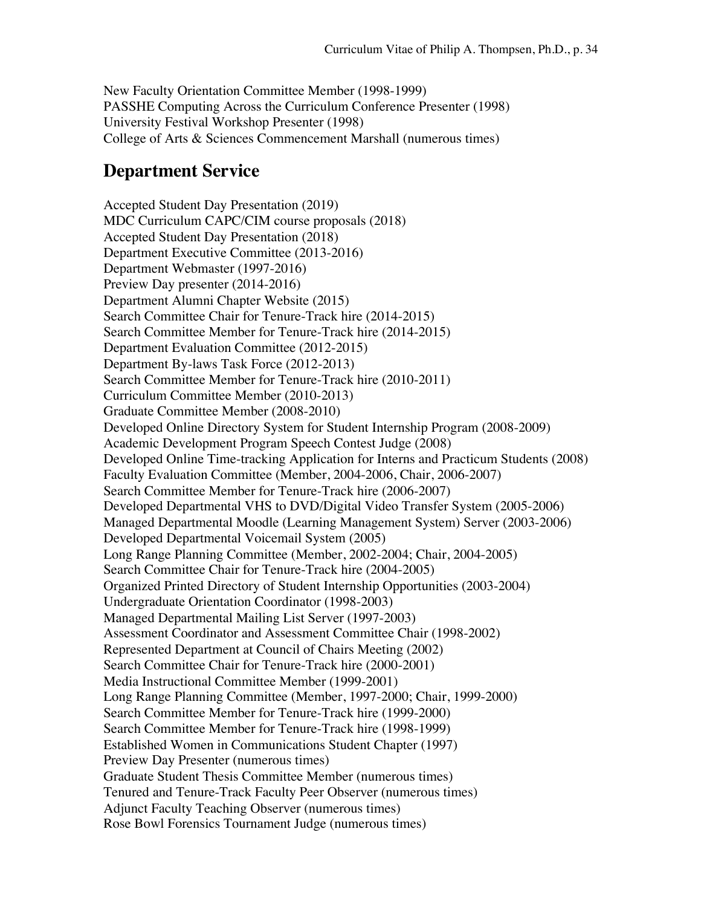New Faculty Orientation Committee Member (1998-1999)
PASSHE Computing Across the Curriculum Conference Presenter (1998)
University Festival Workshop Presenter (1998)
College of Arts & Sciences Commencement Marshall (numerous times)

## Department Service

Accepted Student Day Presentation (2019)
MDC Curriculum CAPC/CIM course proposals (2018)
Accepted Student Day Presentation (2018)
Department Executive Committee (2013-2016)
Department Webmaster (1997-2016)
Preview Day presenter (2014-2016)
Department Alumni Chapter Website (2015)
Search Committee Chair for Tenure-Track hire (2014-2015)
Search Committee Member for Tenure-Track hire (2014-2015)
Department Evaluation Committee (2012-2015)
Department By-laws Task Force (2012-2013)
Search Committee Member for Tenure-Track hire (2010-2011)
Curriculum Committee Member (2010-2013)
Graduate Committee Member (2008-2010)
Developed Online Directory System for Student Internship Program (2008-2009)
Academic Development Program Speech Contest Judge (2008)
Developed Online Time-tracking Application for Interns and Practicum Students (2008)
Faculty Evaluation Committee (Member, 2004-2006, Chair, 2006-2007)
Search Committee Member for Tenure-Track hire (2006-2007)
Developed Departmental VHS to DVD/Digital Video Transfer System (2005-2006)
Managed Departmental Moodle (Learning Management System) Server (2003-2006)
Developed Departmental Voicemail System (2005)
Long Range Planning Committee (Member, 2002-2004; Chair, 2004-2005)
Search Committee Chair for Tenure-Track hire (2004-2005)
Organized Printed Directory of Student Internship Opportunities (2003-2004)
Undergraduate Orientation Coordinator (1998-2003)
Managed Departmental Mailing List Server (1997-2003)
Assessment Coordinator and Assessment Committee Chair (1998-2002)
Represented Department at Council of Chairs Meeting (2002)
Search Committee Chair for Tenure-Track hire (2000-2001)
Media Instructional Committee Member (1999-2001)
Long Range Planning Committee (Member, 1997-2000; Chair, 1999-2000)
Search Committee Member for Tenure-Track hire (1999-2000)
Search Committee Member for Tenure-Track hire (1998-1999)
Established Women in Communications Student Chapter (1997)
Preview Day Presenter (numerous times)
Graduate Student Thesis Committee Member (numerous times)
Tenured and Tenure-Track Faculty Peer Observer (numerous times)
Adjunct Faculty Teaching Observer (numerous times)
Rose Bowl Forensics Tournament Judge (numerous times)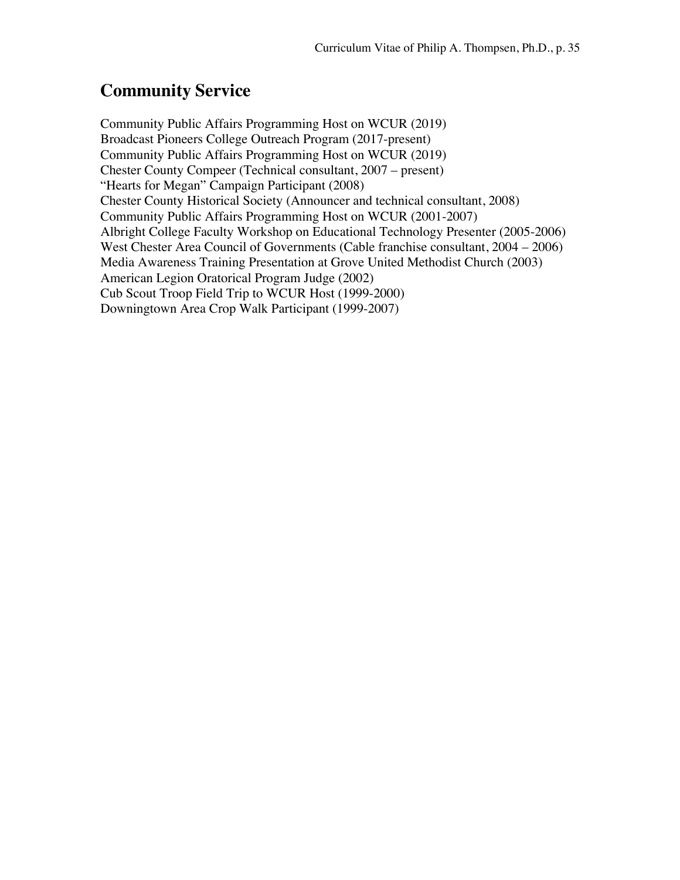## Community Service

Community Public Affairs Programming Host on WCUR (2019)
Broadcast Pioneers College Outreach Program (2017-present)
Community Public Affairs Programming Host on WCUR (2019)
Chester County Compeer (Technical consultant, 2007 – present)
"Hearts for Megan" Campaign Participant (2008)
Chester County Historical Society (Announcer and technical consultant, 2008)
Community Public Affairs Programming Host on WCUR (2001-2007)
Albright College Faculty Workshop on Educational Technology Presenter (2005-2006)
West Chester Area Council of Governments (Cable franchise consultant, 2004 – 2006)
Media Awareness Training Presentation at Grove United Methodist Church (2003)
American Legion Oratorical Program Judge (2002)
Cub Scout Troop Field Trip to WCUR Host (1999-2000)
Downingtown Area Crop Walk Participant (1999-2007)